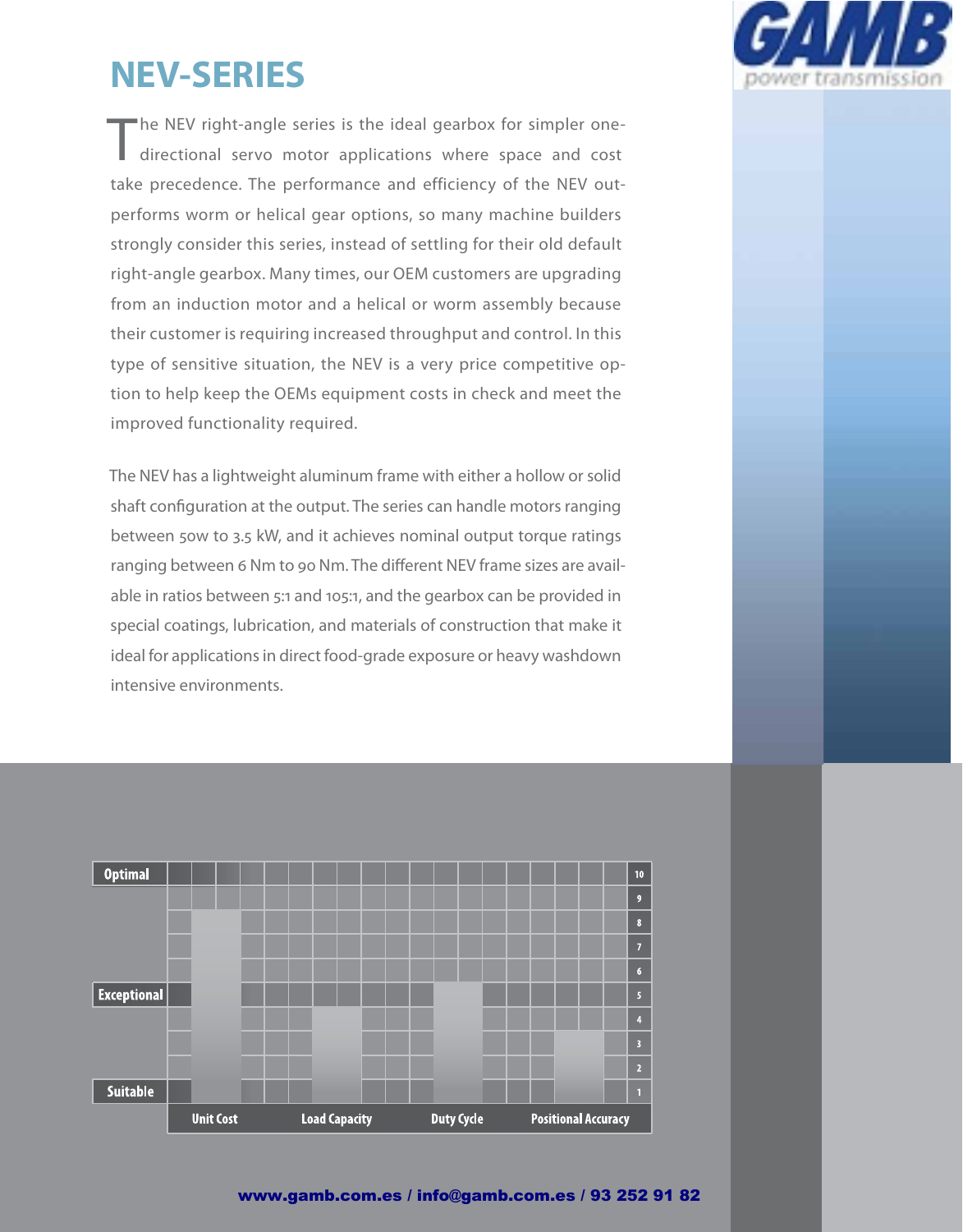## NEV-SERIES

The NEV right-angle series is the ideal gearbox for simpler one-directional servo motor applications where space and cost take precedence. The performance and efficiency of the NEV out-performs worm or helical gear options, so many machine builders strongly consider this series, instead of settling for their old default right-angle gearbox. Many times, our OEM customers are upgrading from an induction motor and a helical or worm assembly because their customer is requiring increased throughput and control. In this type of sensitive situation, the NEV is a very price competitive option to help keep the OEMs equipment costs in check and meet the improved functionality required.

The NEV has a lightweight aluminum frame with either a hollow or solid shaft configuration at the output. The series can handle motors ranging between 50w to 3.5 kW, and it achieves nominal output torque ratings ranging between 6 Nm to 90 Nm. The different NEV frame sizes are available in ratios between 5:1 and 105:1, and the gearbox can be provided in special coatings, lubrication, and materials of construction that make it ideal for applications in direct food-grade exposure or heavy washdown intensive environments.

Scale: Optimal (10) / Exceptional (5) / Suitable (1)

| Unit Cost | Load Capacity | Duty Cycle | Positional Accuracy |
|---|---|---|---|
| 8 | 4 | 5 | 3 |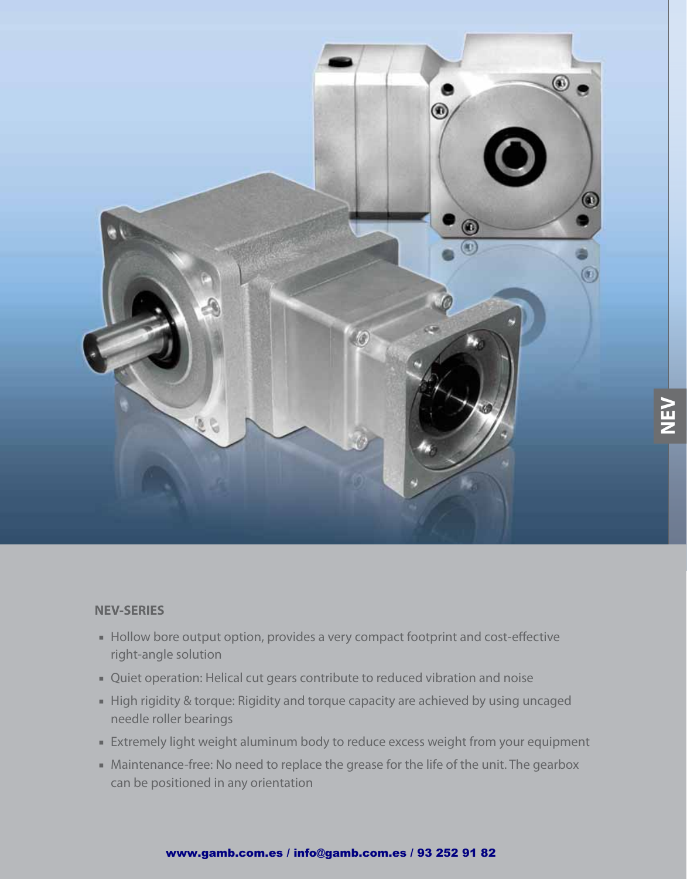### NEV-SERIES

- Hollow bore output option, provides a very compact footprint and cost-effective right-angle solution
- Quiet operation: Helical cut gears contribute to reduced vibration and noise
- High rigidity & torque: Rigidity and torque capacity are achieved by using uncaged needle roller bearings
- Extremely light weight aluminum body to reduce excess weight from your equipment
- Maintenance-free: No need to replace the grease for the life of the unit. The gearbox can be positioned in any orientation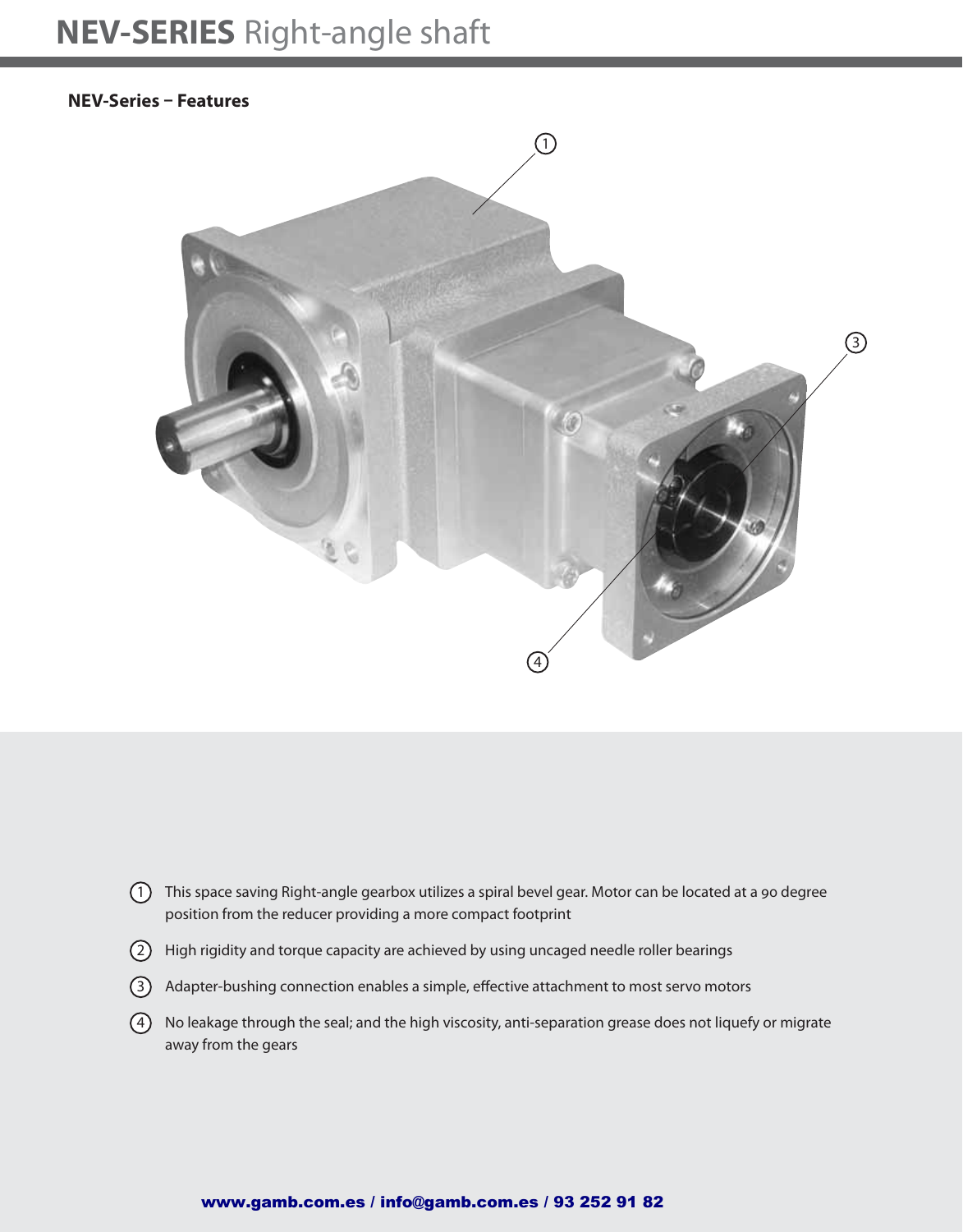# NEV-SERIES Right-angle shaft

## NEV-Series – Features

1. This space saving Right-angle gearbox utilizes a spiral bevel gear. Motor can be located at a 90 degree position from the reducer providing a more compact footprint
2. High rigidity and torque capacity are achieved by using uncaged needle roller bearings
3. Adapter-bushing connection enables a simple, effective attachment to most servo motors
4. No leakage through the seal; and the high viscosity, anti-separation grease does not liquefy or migrate away from the gears

**www.gamb.com.es / info@gamb.com.es / 93 252 91 82**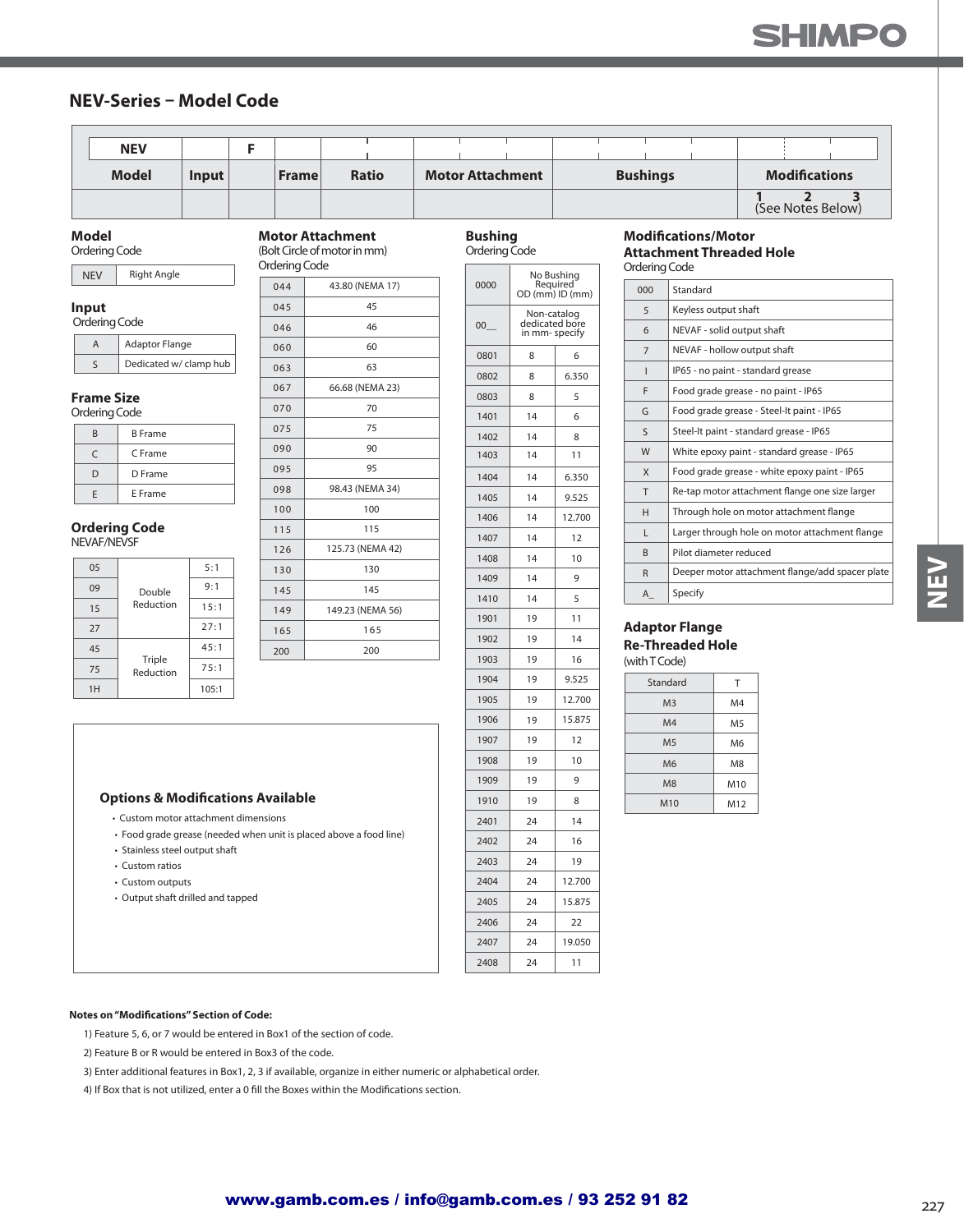## NEV-Series – Model Code

| NEV | | F | | | | | |
|---|---|---|---|---|---|---|---|
| **Model** | **Input** | | **Frame** | **Ratio** | **Motor Attachment** | **Bushings** | **Modifications** |
| | | | | | | | 1 2 3 (See Notes Below) |

### Model
Ordering Code

| NEV | Right Angle |
|---|---|

### Input
Ordering Code

| A | Adaptor Flange |
|---|---|
| S | Dedicated w/ clamp hub |

### Frame Size
Ordering Code

| B | B Frame |
|---|---|
| C | C Frame |
| D | D Frame |
| E | E Frame |

### Ordering Code
NEVAF/NEVSF

| | | |
|---|---|---|
| 05 | Double Reduction | 5:1 |
| 09 | Double Reduction | 9:1 |
| 15 | Double Reduction | 15:1 |
| 27 | Double Reduction | 27:1 |
| 45 | Triple Reduction | 45:1 |
| 75 | Triple Reduction | 75:1 |
| 1H | Triple Reduction | 105:1 |

### Motor Attachment
(Bolt Circle of motor in mm)
Ordering Code

| | |
|---|---|
| 044 | 43.80 (NEMA 17) |
| 045 | 45 |
| 046 | 46 |
| 060 | 60 |
| 063 | 63 |
| 067 | 66.68 (NEMA 23) |
| 070 | 70 |
| 075 | 75 |
| 090 | 90 |
| 095 | 95 |
| 098 | 98.43 (NEMA 34) |
| 100 | 100 |
| 115 | 115 |
| 126 | 125.73 (NEMA 42) |
| 130 | 130 |
| 145 | 145 |
| 149 | 149.23 (NEMA 56) |
| 165 | 165 |
| 200 | 200 |

### Options & Modifications Available

- Custom motor attachment dimensions
- Food grade grease (needed when unit is placed above a food line)
- Stainless steel output shaft
- Custom ratios
- Custom outputs
- Output shaft drilled and tapped

### Bushing
Ordering Code

| | | |
|---|---|---|
| 0000 | No Bushing Required OD (mm) ID (mm) | |
| 00__ | Non-catalog dedicated bore in mm- specify | |
| 0801 | 8 | 6 |
| 0802 | 8 | 6.350 |
| 0803 | 8 | 5 |
| 1401 | 14 | 6 |
| 1402 | 14 | 8 |
| 1403 | 14 | 11 |
| 1404 | 14 | 6.350 |
| 1405 | 14 | 9.525 |
| 1406 | 14 | 12.700 |
| 1407 | 14 | 12 |
| 1408 | 14 | 10 |
| 1409 | 14 | 9 |
| 1410 | 14 | 5 |
| 1901 | 19 | 11 |
| 1902 | 19 | 14 |
| 1903 | 19 | 16 |
| 1904 | 19 | 9.525 |
| 1905 | 19 | 12.700 |
| 1906 | 19 | 15.875 |
| 1907 | 19 | 12 |
| 1908 | 19 | 10 |
| 1909 | 19 | 9 |
| 1910 | 19 | 8 |
| 2401 | 24 | 14 |
| 2402 | 24 | 16 |
| 2403 | 24 | 19 |
| 2404 | 24 | 12.700 |
| 2405 | 24 | 15.875 |
| 2406 | 24 | 22 |
| 2407 | 24 | 19.050 |
| 2408 | 24 | 11 |

### Modifications/Motor Attachment Threaded Hole
Ordering Code

| | |
|---|---|
| 000 | Standard |
| 5 | Keyless output shaft |
| 6 | NEVAF - solid output shaft |
| 7 | NEVAF - hollow output shaft |
| I | IP65 - no paint - standard grease |
| F | Food grade grease - no paint - IP65 |
| G | Food grade grease - Steel-It paint - IP65 |
| S | Steel-It paint - standard grease - IP65 |
| W | White epoxy paint - standard grease - IP65 |
| X | Food grade grease - white epoxy paint - IP65 |
| T | Re-tap motor attachment flange one size larger |
| H | Through hole on motor attachment flange |
| L | Larger through hole on motor attachment flange |
| B | Pilot diameter reduced |
| R | Deeper motor attachment flange/add spacer plate |
| A_ | Specify |

### Adaptor Flange Re-Threaded Hole
(with T Code)

| Standard | T |
|---|---|
| M3 | M4 |
| M4 | M5 |
| M5 | M6 |
| M6 | M8 |
| M8 | M10 |
| M10 | M12 |

**Notes on "Modifications" Section of Code:**

1) Feature 5, 6, or 7 would be entered in Box1 of the section of code.

2) Feature B or R would be entered in Box3 of the code.

3) Enter additional features in Box1, 2, 3 if available, organize in either numeric or alphabetical order.

4) If Box that is not utilized, enter a 0 fill the Boxes within the Modifications section.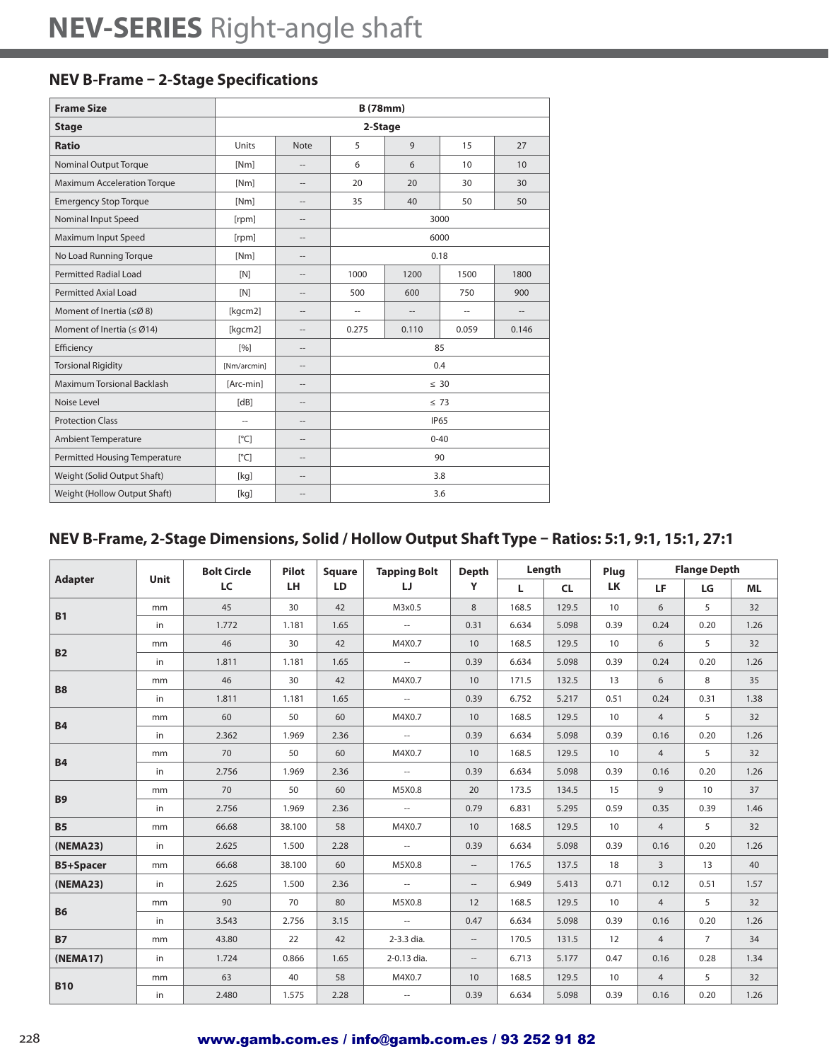# NEV-SERIES Right-angle shaft

## NEV B-Frame – 2-Stage Specifications

| Frame Size | B (78mm) | | | | | |
|---|---|---|---|---|---|---|
| Stage | 2-Stage | | | | | |
| Ratio | Units | Note | 5 | 9 | 15 | 27 |
| Nominal Output Torque | [Nm] | -- | 6 | 6 | 10 | 10 |
| Maximum Acceleration Torque | [Nm] | -- | 20 | 20 | 30 | 30 |
| Emergency Stop Torque | [Nm] | -- | 35 | 40 | 50 | 50 |
| Nominal Input Speed | [rpm] | -- | 3000 | | | |
| Maximum Input Speed | [rpm] | -- | 6000 | | | |
| No Load Running Torque | [Nm] | -- | 0.18 | | | |
| Permitted Radial Load | [N] | -- | 1000 | 1200 | 1500 | 1800 |
| Permitted Axial Load | [N] | -- | 500 | 600 | 750 | 900 |
| Moment of Inertia (≤Ø 8) | [kgcm2] | -- | -- | -- | -- | -- |
| Moment of Inertia (≤ Ø14) | [kgcm2] | -- | 0.275 | 0.110 | 0.059 | 0.146 |
| Efficiency | [%] | -- | 85 | | | |
| Torsional Rigidity | [Nm/arcmin] | -- | 0.4 | | | |
| Maximum Torsional Backlash | [Arc-min] | -- | ≤ 30 | | | |
| Noise Level | [dB] | -- | ≤ 73 | | | |
| Protection Class | -- | -- | IP65 | | | |
| Ambient Temperature | [°C] | -- | 0-40 | | | |
| Permitted Housing Temperature | [°C] | -- | 90 | | | |
| Weight (Solid Output Shaft) | [kg] | -- | 3.8 | | | |
| Weight (Hollow Output Shaft) | [kg] | -- | 3.6 | | | |

## NEV B-Frame, 2-Stage Dimensions, Solid / Hollow Output Shaft Type – Ratios: 5:1, 9:1, 15:1, 27:1

| Adapter | Unit | Bolt Circle LC | Pilot LH | Square LD | Tapping Bolt LJ | Depth Y | Length | | Plug LK | Flange Depth | | |
|---|---|---|---|---|---|---|---|---|---|---|---|---|
| | | | | | | | L | CL | | LF | LG | ML |
| B1 | mm | 45 | 30 | 42 | M3x0.5 | 8 | 168.5 | 129.5 | 10 | 6 | 5 | 32 |
| | in | 1.772 | 1.181 | 1.65 | -- | 0.31 | 6.634 | 5.098 | 0.39 | 0.24 | 0.20 | 1.26 |
| B2 | mm | 46 | 30 | 42 | M4X0.7 | 10 | 168.5 | 129.5 | 10 | 6 | 5 | 32 |
| | in | 1.811 | 1.181 | 1.65 | -- | 0.39 | 6.634 | 5.098 | 0.39 | 0.24 | 0.20 | 1.26 |
| B8 | mm | 46 | 30 | 42 | M4X0.7 | 10 | 171.5 | 132.5 | 13 | 6 | 8 | 35 |
| | in | 1.811 | 1.181 | 1.65 | -- | 0.39 | 6.752 | 5.217 | 0.51 | 0.24 | 0.31 | 1.38 |
| B4 | mm | 60 | 50 | 60 | M4X0.7 | 10 | 168.5 | 129.5 | 10 | 4 | 5 | 32 |
| | in | 2.362 | 1.969 | 2.36 | -- | 0.39 | 6.634 | 5.098 | 0.39 | 0.16 | 0.20 | 1.26 |
| B4 | mm | 70 | 50 | 60 | M4X0.7 | 10 | 168.5 | 129.5 | 10 | 4 | 5 | 32 |
| | in | 2.756 | 1.969 | 2.36 | -- | 0.39 | 6.634 | 5.098 | 0.39 | 0.16 | 0.20 | 1.26 |
| B9 | mm | 70 | 50 | 60 | M5X0.8 | 20 | 173.5 | 134.5 | 15 | 9 | 10 | 37 |
| | in | 2.756 | 1.969 | 2.36 | -- | 0.79 | 6.831 | 5.295 | 0.59 | 0.35 | 0.39 | 1.46 |
| B5 | mm | 66.68 | 38.100 | 58 | M4X0.7 | 10 | 168.5 | 129.5 | 10 | 4 | 5 | 32 |
| (NEMA23) | in | 2.625 | 1.500 | 2.28 | -- | 0.39 | 6.634 | 5.098 | 0.39 | 0.16 | 0.20 | 1.26 |
| B5+Spacer | mm | 66.68 | 38.100 | 60 | M5X0.8 | -- | 176.5 | 137.5 | 18 | 3 | 13 | 40 |
| (NEMA23) | in | 2.625 | 1.500 | 2.36 | -- | -- | 6.949 | 5.413 | 0.71 | 0.12 | 0.51 | 1.57 |
| B6 | mm | 90 | 70 | 80 | M5X0.8 | 12 | 168.5 | 129.5 | 10 | 4 | 5 | 32 |
| | in | 3.543 | 2.756 | 3.15 | -- | 0.47 | 6.634 | 5.098 | 0.39 | 0.16 | 0.20 | 1.26 |
| B7 | mm | 43.80 | 22 | 42 | 2-3.3 dia. | -- | 170.5 | 131.5 | 12 | 4 | 7 | 34 |
| (NEMA17) | in | 1.724 | 0.866 | 1.65 | 2-0.13 dia. | -- | 6.713 | 5.177 | 0.47 | 0.16 | 0.28 | 1.34 |
| B10 | mm | 63 | 40 | 58 | M4X0.7 | 10 | 168.5 | 129.5 | 10 | 4 | 5 | 32 |
| | in | 2.480 | 1.575 | 2.28 | -- | 0.39 | 6.634 | 5.098 | 0.39 | 0.16 | 0.20 | 1.26 |

www.gamb.com.es / info@gamb.com.es / 93 252 91 82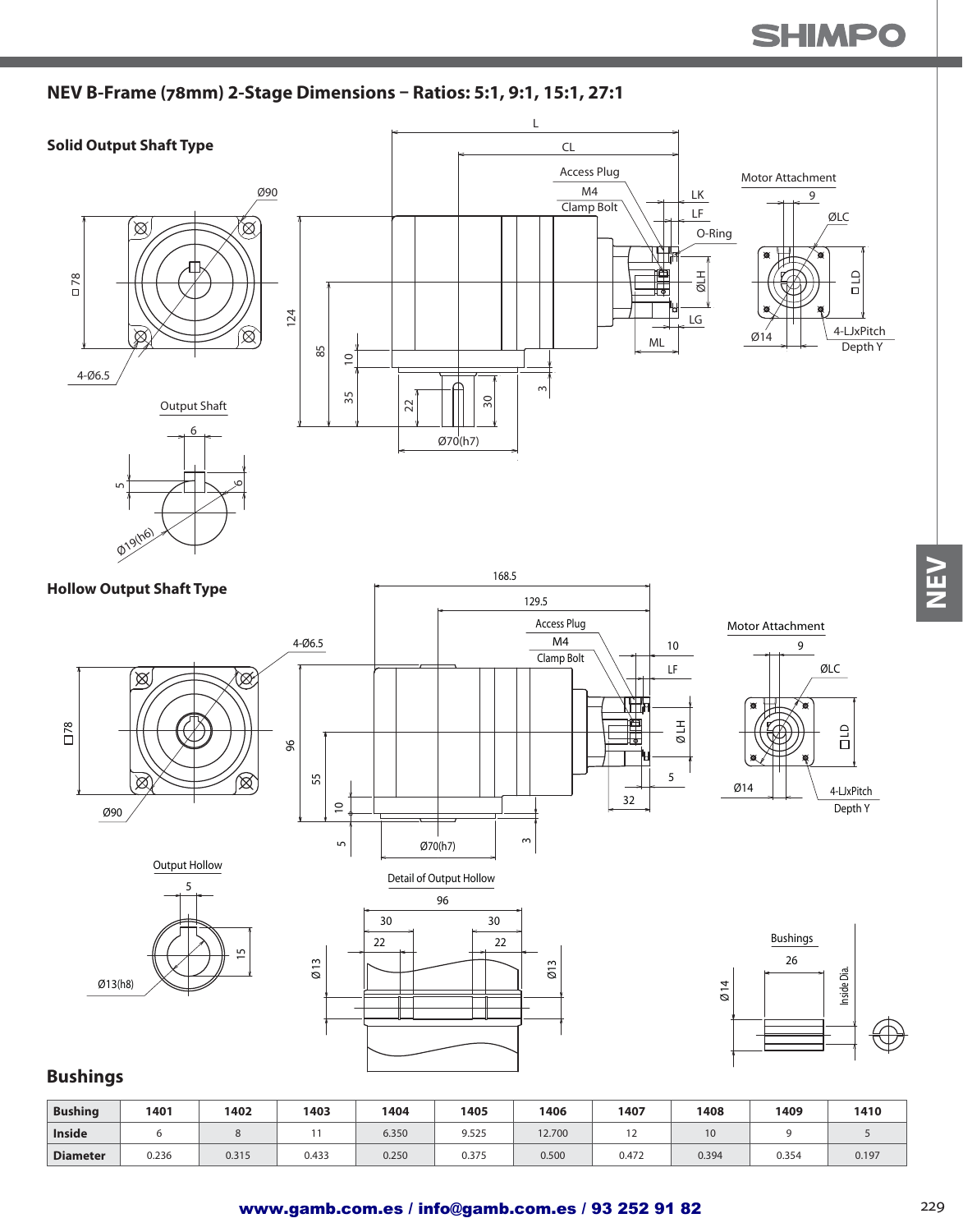## NEV B-Frame (78mm) 2-Stage Dimensions – Ratios: 5:1, 9:1, 15:1, 27:1

### Solid Output Shaft Type

L, CL, Access Plug, M4 Clamp Bolt, LK, LF, O-Ring, ØLH, LG, ML

Ø90, □78, 4-Ø6.5, 124, 85, 10, 35, 22, 30, 3, Ø70(h7)

Output Shaft: 6, 5, 6, Ø19(h6)

Motor Attachment: 9, ØLC, □LD, Ø14, 4-LJxPitch Depth Y

### Hollow Output Shaft Type

168.5, 129.5, Access Plug, M4 Clamp Bolt, 10, LF, Ø LH, 5, 32

4-Ø6.5, □78, Ø90, 96, 55, 10, 5, Ø70(h7), 3

Motor Attachment: 9, ØLC, □LD, Ø14, 4-LJxPitch Depth Y

Output Hollow: 5, 15, Ø13(h8)

Detail of Output Hollow: 96, 30, 30, 22, 22, Ø13, Ø13

Bushings: 26, Ø14, Inside Dia.

## Bushings

| Bushing | 1401 | 1402 | 1403 | 1404 | 1405 | 1406 | 1407 | 1408 | 1409 | 1410 |
|---|---|---|---|---|---|---|---|---|---|---|
| Inside | 6 | 8 | 11 | 6.350 | 9.525 | 12.700 | 12 | 10 | 9 | 5 |
| Diameter | 0.236 | 0.315 | 0.433 | 0.250 | 0.375 | 0.500 | 0.472 | 0.394 | 0.354 | 0.197 |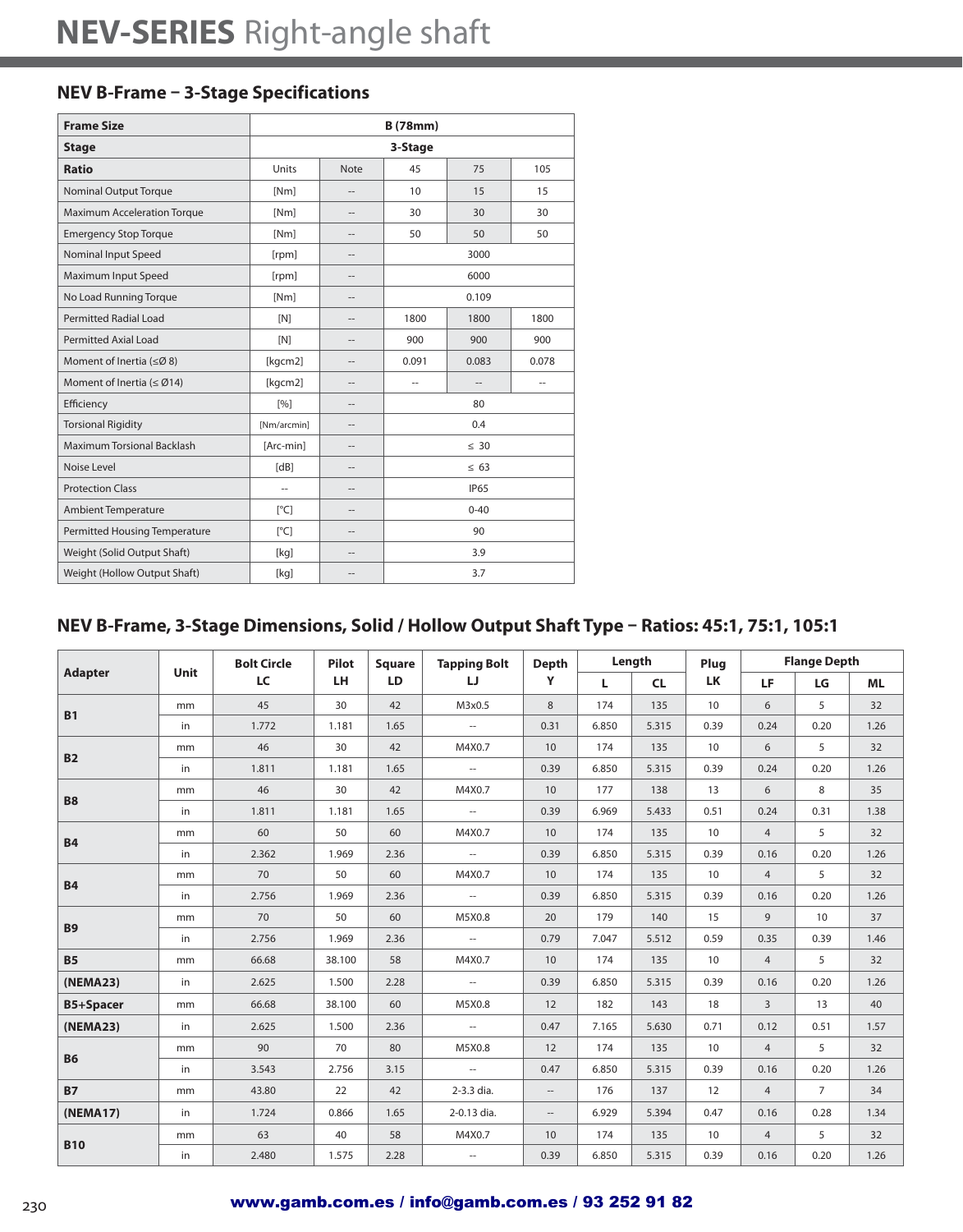# NEV-SERIES Right-angle shaft

## NEV B-Frame – 3-Stage Specifications

| Frame Size | B (78mm) | | | | |
|---|---|---|---|---|---|
| Stage | 3-Stage | | | | |
| Ratio | Units | Note | 45 | 75 | 105 |
| Nominal Output Torque | [Nm] | -- | 10 | 15 | 15 |
| Maximum Acceleration Torque | [Nm] | -- | 30 | 30 | 30 |
| Emergency Stop Torque | [Nm] | -- | 50 | 50 | 50 |
| Nominal Input Speed | [rpm] | -- | 3000 | | |
| Maximum Input Speed | [rpm] | -- | 6000 | | |
| No Load Running Torque | [Nm] | -- | 0.109 | | |
| Permitted Radial Load | [N] | -- | 1800 | 1800 | 1800 |
| Permitted Axial Load | [N] | -- | 900 | 900 | 900 |
| Moment of Inertia (≤Ø 8) | [kgcm2] | -- | 0.091 | 0.083 | 0.078 |
| Moment of Inertia (≤ Ø14) | [kgcm2] | -- | -- | -- | -- |
| Efficiency | [%] | -- | 80 | | |
| Torsional Rigidity | [Nm/arcmin] | -- | 0.4 | | |
| Maximum Torsional Backlash | [Arc-min] | -- | ≤ 30 | | |
| Noise Level | [dB] | -- | ≤ 63 | | |
| Protection Class | -- | -- | IP65 | | |
| Ambient Temperature | [°C] | -- | 0-40 | | |
| Permitted Housing Temperature | [°C] | -- | 90 | | |
| Weight (Solid Output Shaft) | [kg] | -- | 3.9 | | |
| Weight (Hollow Output Shaft) | [kg] | -- | 3.7 | | |

## NEV B-Frame, 3-Stage Dimensions, Solid / Hollow Output Shaft Type – Ratios: 45:1, 75:1, 105:1

| Adapter | Unit | Bolt Circle LC | Pilot LH | Square LD | Tapping Bolt LJ | Depth Y | Length L | CL | Plug LK | Flange Depth LF | LG | ML |
|---|---|---|---|---|---|---|---|---|---|---|---|---|
| B1 | mm | 45 | 30 | 42 | M3x0.5 | 8 | 174 | 135 | 10 | 6 | 5 | 32 |
| | in | 1.772 | 1.181 | 1.65 | -- | 0.31 | 6.850 | 5.315 | 0.39 | 0.24 | 0.20 | 1.26 |
| B2 | mm | 46 | 30 | 42 | M4X0.7 | 10 | 174 | 135 | 10 | 6 | 5 | 32 |
| | in | 1.811 | 1.181 | 1.65 | -- | 0.39 | 6.850 | 5.315 | 0.39 | 0.24 | 0.20 | 1.26 |
| B8 | mm | 46 | 30 | 42 | M4X0.7 | 10 | 177 | 138 | 13 | 6 | 8 | 35 |
| | in | 1.811 | 1.181 | 1.65 | -- | 0.39 | 6.969 | 5.433 | 0.51 | 0.24 | 0.31 | 1.38 |
| B4 | mm | 60 | 50 | 60 | M4X0.7 | 10 | 174 | 135 | 10 | 4 | 5 | 32 |
| | in | 2.362 | 1.969 | 2.36 | -- | 0.39 | 6.850 | 5.315 | 0.39 | 0.16 | 0.20 | 1.26 |
| B4 | mm | 70 | 50 | 60 | M4X0.7 | 10 | 174 | 135 | 10 | 4 | 5 | 32 |
| | in | 2.756 | 1.969 | 2.36 | -- | 0.39 | 6.850 | 5.315 | 0.39 | 0.16 | 0.20 | 1.26 |
| B9 | mm | 70 | 50 | 60 | M5X0.8 | 20 | 179 | 140 | 15 | 9 | 10 | 37 |
| | in | 2.756 | 1.969 | 2.36 | -- | 0.79 | 7.047 | 5.512 | 0.59 | 0.35 | 0.39 | 1.46 |
| B5 | mm | 66.68 | 38.100 | 58 | M4X0.7 | 10 | 174 | 135 | 10 | 4 | 5 | 32 |
| (NEMA23) | in | 2.625 | 1.500 | 2.28 | -- | 0.39 | 6.850 | 5.315 | 0.39 | 0.16 | 0.20 | 1.26 |
| B5+Spacer | mm | 66.68 | 38.100 | 60 | M5X0.8 | 12 | 182 | 143 | 18 | 3 | 13 | 40 |
| (NEMA23) | in | 2.625 | 1.500 | 2.36 | -- | 0.47 | 7.165 | 5.630 | 0.71 | 0.12 | 0.51 | 1.57 |
| B6 | mm | 90 | 70 | 80 | M5X0.8 | 12 | 174 | 135 | 10 | 4 | 5 | 32 |
| | in | 3.543 | 2.756 | 3.15 | -- | 0.47 | 6.850 | 5.315 | 0.39 | 0.16 | 0.20 | 1.26 |
| B7 | mm | 43.80 | 22 | 42 | 2-3.3 dia. | -- | 176 | 137 | 12 | 4 | 7 | 34 |
| (NEMA17) | in | 1.724 | 0.866 | 1.65 | 2-0.13 dia. | -- | 6.929 | 5.394 | 0.47 | 0.16 | 0.28 | 1.34 |
| B10 | mm | 63 | 40 | 58 | M4X0.7 | 10 | 174 | 135 | 10 | 4 | 5 | 32 |
| | in | 2.480 | 1.575 | 2.28 | -- | 0.39 | 6.850 | 5.315 | 0.39 | 0.16 | 0.20 | 1.26 |

www.gamb.com.es / info@gamb.com.es / 93 252 91 82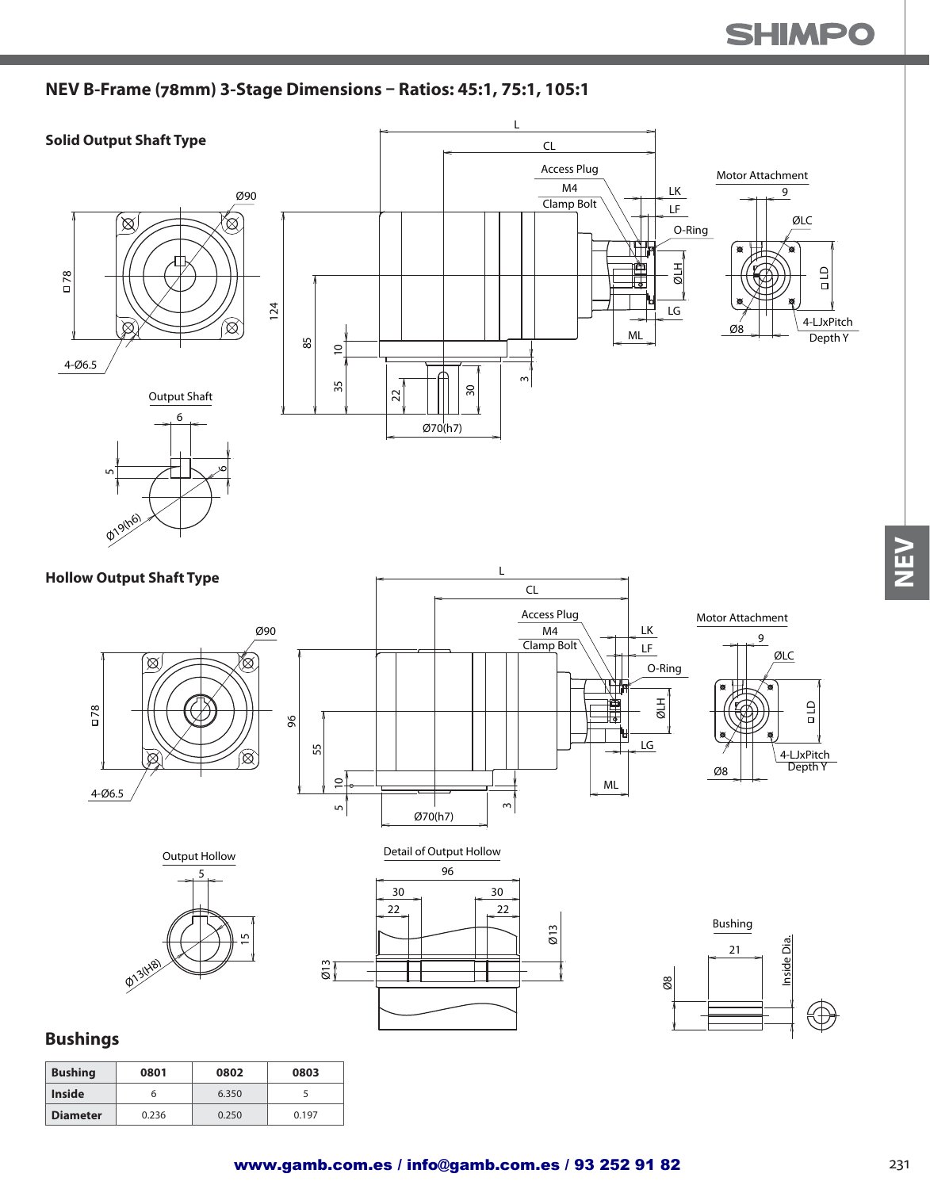# NEV B-Frame (78mm) 3-Stage Dimensions – Ratios: 45:1, 75:1, 105:1

## Solid Output Shaft Type

L, CL, Access Plug, M4 Clamp Bolt, LK, LF, O-Ring, ØLH, LG, ML, Ø90, □78, 4-Ø6.5, 124, 85, 10, 35, 22, 30, 3, Ø70(h7)

Motor Attachment: 9, ØLC, □LD, Ø8, 4-LJxPitch Depth Y

Output Shaft: 6, 5, 6, Ø19(h6)

## Hollow Output Shaft Type

L, CL, Access Plug, M4 Clamp Bolt, LK, LF, O-Ring, ØLH, LG, ML, Ø90, □78, 4-Ø6.5, 96, 55, 10, 5, 3, Ø70(h7)

Motor Attachment: 9, ØLC, □LD, Ø8, 4-LJxPitch Depth Y

Output Hollow: 5, 15, Ø13(H8)

Detail of Output Hollow: 96, 30, 30, 22, 22, Ø13, Ø13

Bushing: 21, Ø8, Inside Dia.

## Bushings

| Bushing | 0801 | 0802 | 0803 |
|---|---|---|---|
| Inside | 6 | 6.350 | 5 |
| Diameter | 0.236 | 0.250 | 0.197 |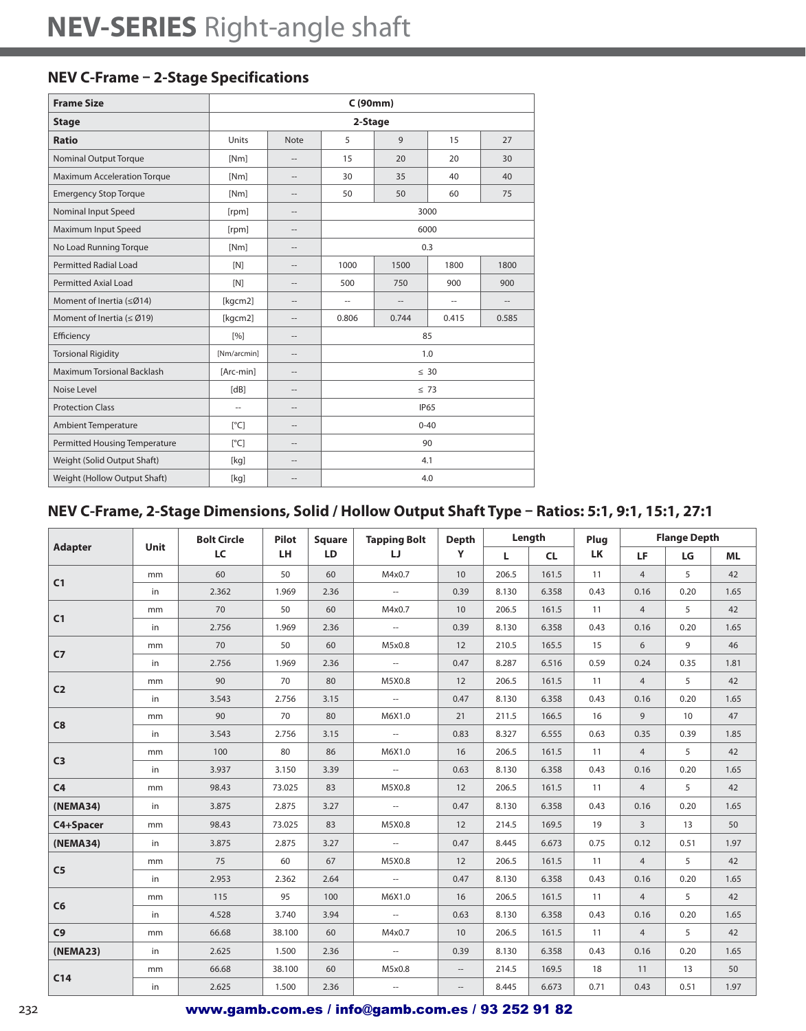# NEV-SERIES Right-angle shaft

## NEV C-Frame – 2-Stage Specifications

| Frame Size | C (90mm) | | | | | |
|---|---|---|---|---|---|---|
| **Stage** | 2-Stage | | | | | |
| **Ratio** | Units | Note | 5 | 9 | 15 | 27 |
| Nominal Output Torque | [Nm] | -- | 15 | 20 | 20 | 30 |
| Maximum Acceleration Torque | [Nm] | -- | 30 | 35 | 40 | 40 |
| Emergency Stop Torque | [Nm] | -- | 50 | 50 | 60 | 75 |
| Nominal Input Speed | [rpm] | -- | 3000 | | | |
| Maximum Input Speed | [rpm] | -- | 6000 | | | |
| No Load Running Torque | [Nm] | -- | 0.3 | | | |
| Permitted Radial Load | [N] | -- | 1000 | 1500 | 1800 | 1800 |
| Permitted Axial Load | [N] | -- | 500 | 750 | 900 | 900 |
| Moment of Inertia (≤Ø14) | [kgcm2] | -- | -- | -- | -- | -- |
| Moment of Inertia (≤ Ø19) | [kgcm2] | -- | 0.806 | 0.744 | 0.415 | 0.585 |
| Efficiency | [%] | -- | 85 | | | |
| Torsional Rigidity | [Nm/arcmin] | -- | 1.0 | | | |
| Maximum Torsional Backlash | [Arc-min] | -- | ≤ 30 | | | |
| Noise Level | [dB] | -- | ≤ 73 | | | |
| Protection Class | -- | -- | IP65 | | | |
| Ambient Temperature | [°C] | -- | 0-40 | | | |
| Permitted Housing Temperature | [°C] | -- | 90 | | | |
| Weight (Solid Output Shaft) | [kg] | -- | 4.1 | | | |
| Weight (Hollow Output Shaft) | [kg] | -- | 4.0 | | | |

## NEV C-Frame, 2-Stage Dimensions, Solid / Hollow Output Shaft Type – Ratios: 5:1, 9:1, 15:1, 27:1

| Adapter | Unit | Bolt Circle LC | Pilot LH | Square LD | Tapping Bolt LJ | Depth Y | Length L | Length CL | Plug LK | Flange Depth LF | Flange Depth LG | Flange Depth ML |
|---|---|---|---|---|---|---|---|---|---|---|---|---|
| C1 | mm | 60 | 50 | 60 | M4x0.7 | 10 | 206.5 | 161.5 | 11 | 4 | 5 | 42 |
| | in | 2.362 | 1.969 | 2.36 | -- | 0.39 | 8.130 | 6.358 | 0.43 | 0.16 | 0.20 | 1.65 |
| C1 | mm | 70 | 50 | 60 | M4x0.7 | 10 | 206.5 | 161.5 | 11 | 4 | 5 | 42 |
| | in | 2.756 | 1.969 | 2.36 | -- | 0.39 | 8.130 | 6.358 | 0.43 | 0.16 | 0.20 | 1.65 |
| C7 | mm | 70 | 50 | 60 | M5x0.8 | 12 | 210.5 | 165.5 | 15 | 6 | 9 | 46 |
| | in | 2.756 | 1.969 | 2.36 | -- | 0.47 | 8.287 | 6.516 | 0.59 | 0.24 | 0.35 | 1.81 |
| C2 | mm | 90 | 70 | 80 | M5X0.8 | 12 | 206.5 | 161.5 | 11 | 4 | 5 | 42 |
| | in | 3.543 | 2.756 | 3.15 | -- | 0.47 | 8.130 | 6.358 | 0.43 | 0.16 | 0.20 | 1.65 |
| C8 | mm | 90 | 70 | 80 | M6X1.0 | 21 | 211.5 | 166.5 | 16 | 9 | 10 | 47 |
| | in | 3.543 | 2.756 | 3.15 | -- | 0.83 | 8.327 | 6.555 | 0.63 | 0.35 | 0.39 | 1.85 |
| C3 | mm | 100 | 80 | 86 | M6X1.0 | 16 | 206.5 | 161.5 | 11 | 4 | 5 | 42 |
| | in | 3.937 | 3.150 | 3.39 | -- | 0.63 | 8.130 | 6.358 | 0.43 | 0.16 | 0.20 | 1.65 |
| C4 | mm | 98.43 | 73.025 | 83 | M5X0.8 | 12 | 206.5 | 161.5 | 11 | 4 | 5 | 42 |
| (NEMA34) | in | 3.875 | 2.875 | 3.27 | -- | 0.47 | 8.130 | 6.358 | 0.43 | 0.16 | 0.20 | 1.65 |
| C4+Spacer | mm | 98.43 | 73.025 | 83 | M5X0.8 | 12 | 214.5 | 169.5 | 19 | 3 | 13 | 50 |
| (NEMA34) | in | 3.875 | 2.875 | 3.27 | -- | 0.47 | 8.445 | 6.673 | 0.75 | 0.12 | 0.51 | 1.97 |
| C5 | mm | 75 | 60 | 67 | M5X0.8 | 12 | 206.5 | 161.5 | 11 | 4 | 5 | 42 |
| | in | 2.953 | 2.362 | 2.64 | -- | 0.47 | 8.130 | 6.358 | 0.43 | 0.16 | 0.20 | 1.65 |
| C6 | mm | 115 | 95 | 100 | M6X1.0 | 16 | 206.5 | 161.5 | 11 | 4 | 5 | 42 |
| | in | 4.528 | 3.740 | 3.94 | -- | 0.63 | 8.130 | 6.358 | 0.43 | 0.16 | 0.20 | 1.65 |
| C9 | mm | 66.68 | 38.100 | 60 | M4x0.7 | 10 | 206.5 | 161.5 | 11 | 4 | 5 | 42 |
| (NEMA23) | in | 2.625 | 1.500 | 2.36 | -- | 0.39 | 8.130 | 6.358 | 0.43 | 0.16 | 0.20 | 1.65 |
| C14 | mm | 66.68 | 38.100 | 60 | M5x0.8 | -- | 214.5 | 169.5 | 18 | 11 | 13 | 50 |
| | in | 2.625 | 1.500 | 2.36 | -- | -- | 8.445 | 6.673 | 0.71 | 0.43 | 0.51 | 1.97 |

www.gamb.com.es / info@gamb.com.es / 93 252 91 82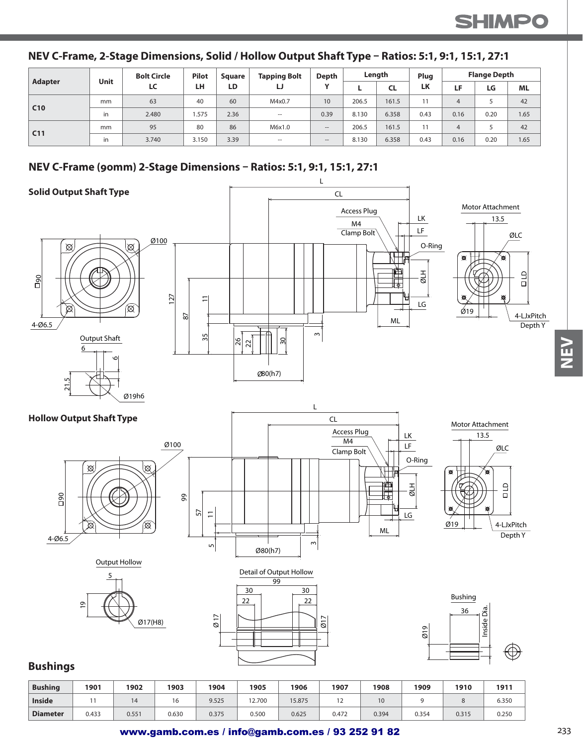## NEV C-Frame, 2-Stage Dimensions, Solid / Hollow Output Shaft Type – Ratios: 5:1, 9:1, 15:1, 27:1

| Adapter | Unit | Bolt Circle LC | Pilot LH | Square LD | Tapping Bolt LJ | Depth Y | Length | | Plug LK | Flange Depth | | |
|---|---|---|---|---|---|---|---|---|---|---|---|---|
| | | | | | | | L | CL | | LF | LG | ML |
| C10 | mm | 63 | 40 | 60 | M4x0.7 | 10 | 206.5 | 161.5 | 11 | 4 | 5 | 42 |
| | in | 2.480 | 1.575 | 2.36 | -- | 0.39 | 8.130 | 6.358 | 0.43 | 0.16 | 0.20 | 1.65 |
| C11 | mm | 95 | 80 | 86 | M6x1.0 | -- | 206.5 | 161.5 | 11 | 4 | 5 | 42 |
| | in | 3.740 | 3.150 | 3.39 | -- | -- | 8.130 | 6.358 | 0.43 | 0.16 | 0.20 | 1.65 |

## NEV C-Frame (90mm) 2-Stage Dimensions – Ratios: 5:1, 9:1, 15:1, 27:1

### Solid Output Shaft Type

L, CL, Access Plug, M4 Clamp Bolt, LK, LF, O-Ring, ØLH, LG, ML, Ø100, □90, 4-Ø6.5, 127, 87, 11, 35, 26, 22, 30, 3, Ø80(h7)

Motor Attachment: 13.5, ØLC, □LD, Ø19, 4-LJxPitch Depth Y

Output Shaft: 6, 6, 21.5, Ø19h6

### Hollow Output Shaft Type

L, CL, Access Plug, M4 Clamp Bolt, LK, LF, O-Ring, ØLH, LG, ML, Ø100, □90, 4-Ø6.5, 99, 57, 11, 5, 3, Ø80(h7)

Motor Attachment: 13.5, ØLC, □LD, Ø19, 4-LJxPitch Depth Y

Output Hollow: 5, 19, Ø17(H8)

Detail of Output Hollow: 99, 30, 30, 22, 22, Ø 17, Ø17

Bushing: 36, Ø19, Inside Dia.

## Bushings

| Bushing | 1901 | 1902 | 1903 | 1904 | 1905 | 1906 | 1907 | 1908 | 1909 | 1910 | 1911 |
|---|---|---|---|---|---|---|---|---|---|---|---|
| Inside | 11 | 14 | 16 | 9.525 | 12.700 | 15.875 | 12 | 10 | 9 | 8 | 6.350 |
| Diameter | 0.433 | 0.551 | 0.630 | 0.375 | 0.500 | 0.625 | 0.472 | 0.394 | 0.354 | 0.315 | 0.250 |

www.gamb.com.es / info@gamb.com.es / 93 252 91 82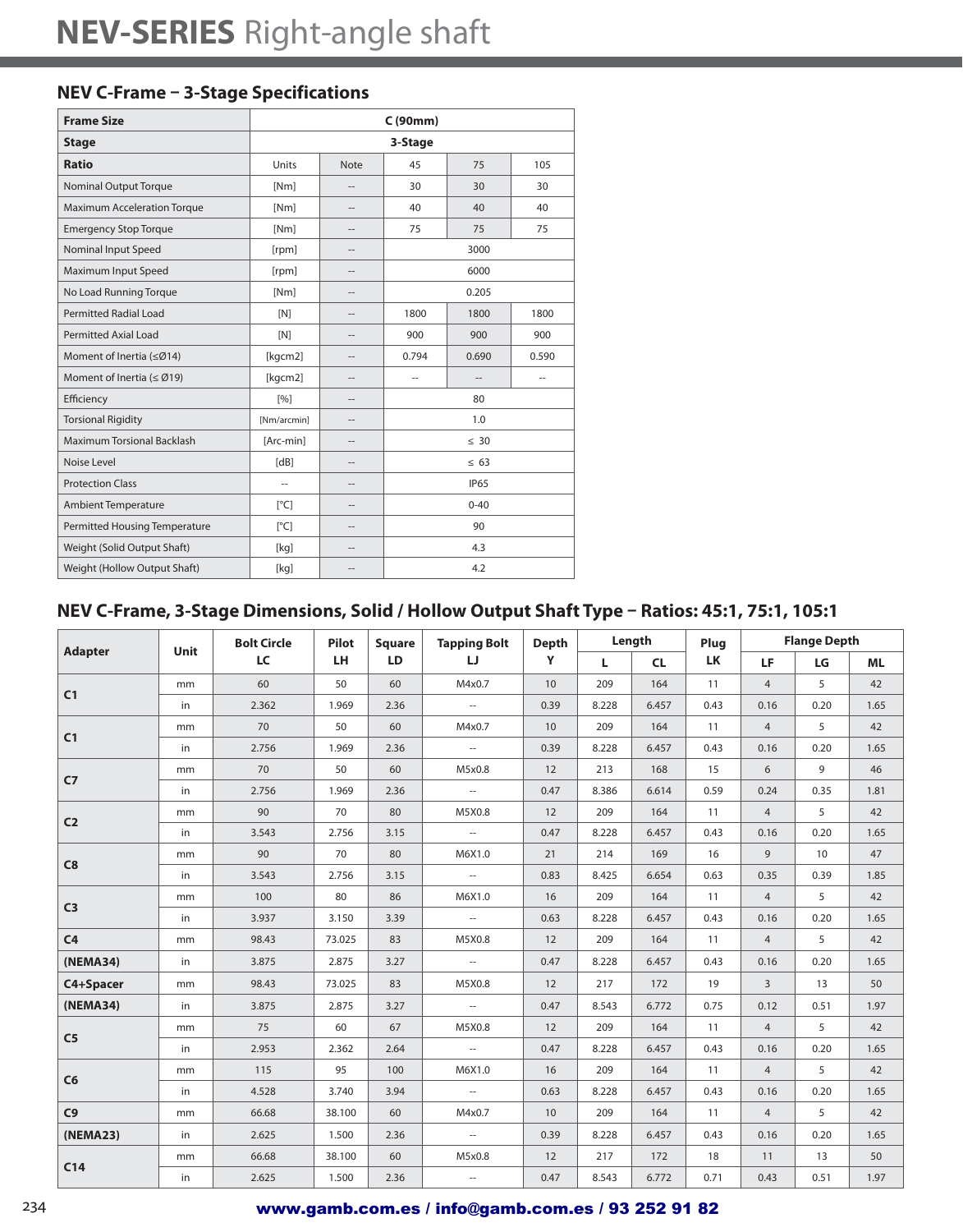# NEV-SERIES Right-angle shaft

## NEV C-Frame – 3-Stage Specifications

| Frame Size | C (90mm) | | | | |
|---|---|---|---|---|---|
| Stage | 3-Stage | | | | |
| Ratio | Units | Note | 45 | 75 | 105 |
| Nominal Output Torque | [Nm] | -- | 30 | 30 | 30 |
| Maximum Acceleration Torque | [Nm] | -- | 40 | 40 | 40 |
| Emergency Stop Torque | [Nm] | -- | 75 | 75 | 75 |
| Nominal Input Speed | [rpm] | -- | 3000 | | |
| Maximum Input Speed | [rpm] | -- | 6000 | | |
| No Load Running Torque | [Nm] | -- | 0.205 | | |
| Permitted Radial Load | [N] | -- | 1800 | 1800 | 1800 |
| Permitted Axial Load | [N] | -- | 900 | 900 | 900 |
| Moment of Inertia (≤Ø14) | [kgcm2] | -- | 0.794 | 0.690 | 0.590 |
| Moment of Inertia (≤ Ø19) | [kgcm2] | -- | -- | -- | -- |
| Efficiency | [%] | -- | 80 | | |
| Torsional Rigidity | [Nm/arcmin] | -- | 1.0 | | |
| Maximum Torsional Backlash | [Arc-min] | -- | ≤ 30 | | |
| Noise Level | [dB] | -- | ≤ 63 | | |
| Protection Class | -- | -- | IP65 | | |
| Ambient Temperature | [°C] | -- | 0-40 | | |
| Permitted Housing Temperature | [°C] | -- | 90 | | |
| Weight (Solid Output Shaft) | [kg] | -- | 4.3 | | |
| Weight (Hollow Output Shaft) | [kg] | -- | 4.2 | | |

## NEV C-Frame, 3-Stage Dimensions, Solid / Hollow Output Shaft Type – Ratios: 45:1, 75:1, 105:1

| Adapter | Unit | Bolt Circle LC | Pilot LH | Square LD | Tapping Bolt LJ | Depth Y | Length L | Length CL | Plug LK | Flange Depth LF | Flange Depth LG | Flange Depth ML |
|---|---|---|---|---|---|---|---|---|---|---|---|---|
| C1 | mm | 60 | 50 | 60 | M4x0.7 | 10 | 209 | 164 | 11 | 4 | 5 | 42 |
| | in | 2.362 | 1.969 | 2.36 | -- | 0.39 | 8.228 | 6.457 | 0.43 | 0.16 | 0.20 | 1.65 |
| C1 | mm | 70 | 50 | 60 | M4x0.7 | 10 | 209 | 164 | 11 | 4 | 5 | 42 |
| | in | 2.756 | 1.969 | 2.36 | -- | 0.39 | 8.228 | 6.457 | 0.43 | 0.16 | 0.20 | 1.65 |
| C7 | mm | 70 | 50 | 60 | M5x0.8 | 12 | 213 | 168 | 15 | 6 | 9 | 46 |
| | in | 2.756 | 1.969 | 2.36 | -- | 0.47 | 8.386 | 6.614 | 0.59 | 0.24 | 0.35 | 1.81 |
| C2 | mm | 90 | 70 | 80 | M5X0.8 | 12 | 209 | 164 | 11 | 4 | 5 | 42 |
| | in | 3.543 | 2.756 | 3.15 | -- | 0.47 | 8.228 | 6.457 | 0.43 | 0.16 | 0.20 | 1.65 |
| C8 | mm | 90 | 70 | 80 | M6X1.0 | 21 | 214 | 169 | 16 | 9 | 10 | 47 |
| | in | 3.543 | 2.756 | 3.15 | -- | 0.83 | 8.425 | 6.654 | 0.63 | 0.35 | 0.39 | 1.85 |
| C3 | mm | 100 | 80 | 86 | M6X1.0 | 16 | 209 | 164 | 11 | 4 | 5 | 42 |
| | in | 3.937 | 3.150 | 3.39 | -- | 0.63 | 8.228 | 6.457 | 0.43 | 0.16 | 0.20 | 1.65 |
| C4 | mm | 98.43 | 73.025 | 83 | M5X0.8 | 12 | 209 | 164 | 11 | 4 | 5 | 42 |
| (NEMA34) | in | 3.875 | 2.875 | 3.27 | -- | 0.47 | 8.228 | 6.457 | 0.43 | 0.16 | 0.20 | 1.65 |
| C4+Spacer | mm | 98.43 | 73.025 | 83 | M5X0.8 | 12 | 217 | 172 | 19 | 3 | 13 | 50 |
| (NEMA34) | in | 3.875 | 2.875 | 3.27 | -- | 0.47 | 8.543 | 6.772 | 0.75 | 0.12 | 0.51 | 1.97 |
| C5 | mm | 75 | 60 | 67 | M5X0.8 | 12 | 209 | 164 | 11 | 4 | 5 | 42 |
| | in | 2.953 | 2.362 | 2.64 | -- | 0.47 | 8.228 | 6.457 | 0.43 | 0.16 | 0.20 | 1.65 |
| C6 | mm | 115 | 95 | 100 | M6X1.0 | 16 | 209 | 164 | 11 | 4 | 5 | 42 |
| | in | 4.528 | 3.740 | 3.94 | -- | 0.63 | 8.228 | 6.457 | 0.43 | 0.16 | 0.20 | 1.65 |
| C9 | mm | 66.68 | 38.100 | 60 | M4x0.7 | 10 | 209 | 164 | 11 | 4 | 5 | 42 |
| (NEMA23) | in | 2.625 | 1.500 | 2.36 | -- | 0.39 | 8.228 | 6.457 | 0.43 | 0.16 | 0.20 | 1.65 |
| C14 | mm | 66.68 | 38.100 | 60 | M5x0.8 | 12 | 217 | 172 | 18 | 11 | 13 | 50 |
| | in | 2.625 | 1.500 | 2.36 | -- | 0.47 | 8.543 | 6.772 | 0.71 | 0.43 | 0.51 | 1.97 |

www.gamb.com.es / info@gamb.com.es / 93 252 91 82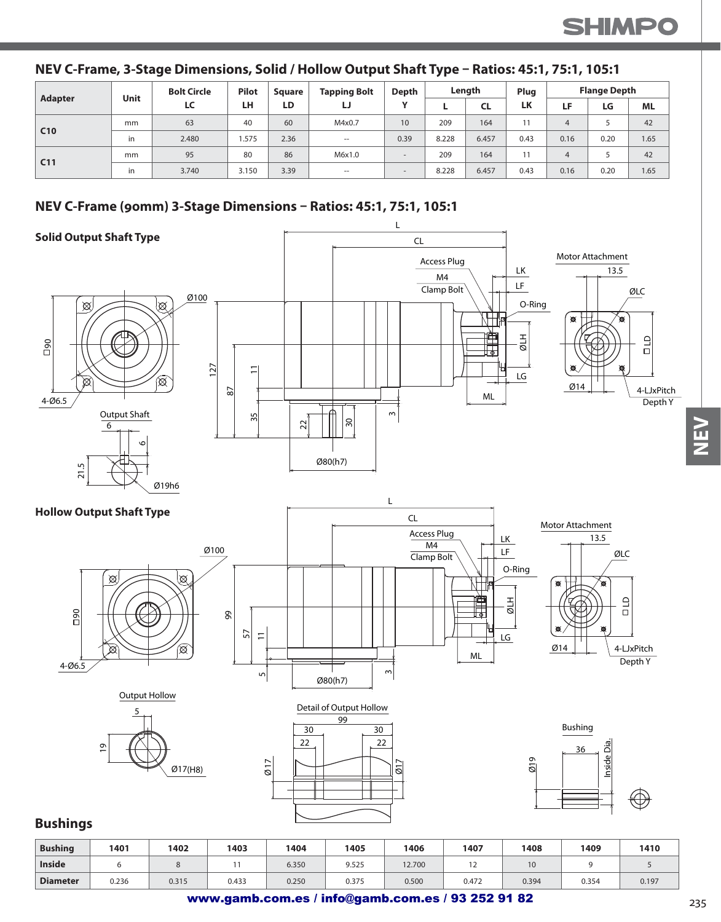## NEV C-Frame, 3-Stage Dimensions, Solid / Hollow Output Shaft Type – Ratios: 45:1, 75:1, 105:1

| Adapter | Unit | Bolt Circle LC | Pilot LH | Square LD | Tapping Bolt LJ | Depth Y | Length L | Length CL | Plug LK | Flange Depth LF | Flange Depth LG | Flange Depth ML |
|---|---|---|---|---|---|---|---|---|---|---|---|---|
| C10 | mm | 63 | 40 | 60 | M4x0.7 | 10 | 209 | 164 | 11 | 4 | 5 | 42 |
| | in | 2.480 | 1.575 | 2.36 | -- | 0.39 | 8.228 | 6.457 | 0.43 | 0.16 | 0.20 | 1.65 |
| C11 | mm | 95 | 80 | 86 | M6x1.0 | - | 209 | 164 | 11 | 4 | 5 | 42 |
| | in | 3.740 | 3.150 | 3.39 | -- | - | 8.228 | 6.457 | 0.43 | 0.16 | 0.20 | 1.65 |

## NEV C-Frame (90mm) 3-Stage Dimensions – Ratios: 45:1, 75:1, 105:1

### Solid Output Shaft Type

### Hollow Output Shaft Type

## Bushings

| Bushing | 1401 | 1402 | 1403 | 1404 | 1405 | 1406 | 1407 | 1408 | 1409 | 1410 |
|---|---|---|---|---|---|---|---|---|---|---|
| Inside | 6 | 8 | 11 | 6.350 | 9.525 | 12.700 | 12 | 10 | 9 | 5 |
| Diameter | 0.236 | 0.315 | 0.433 | 0.250 | 0.375 | 0.500 | 0.472 | 0.394 | 0.354 | 0.197 |

www.gamb.com.es / info@gamb.com.es / 93 252 91 82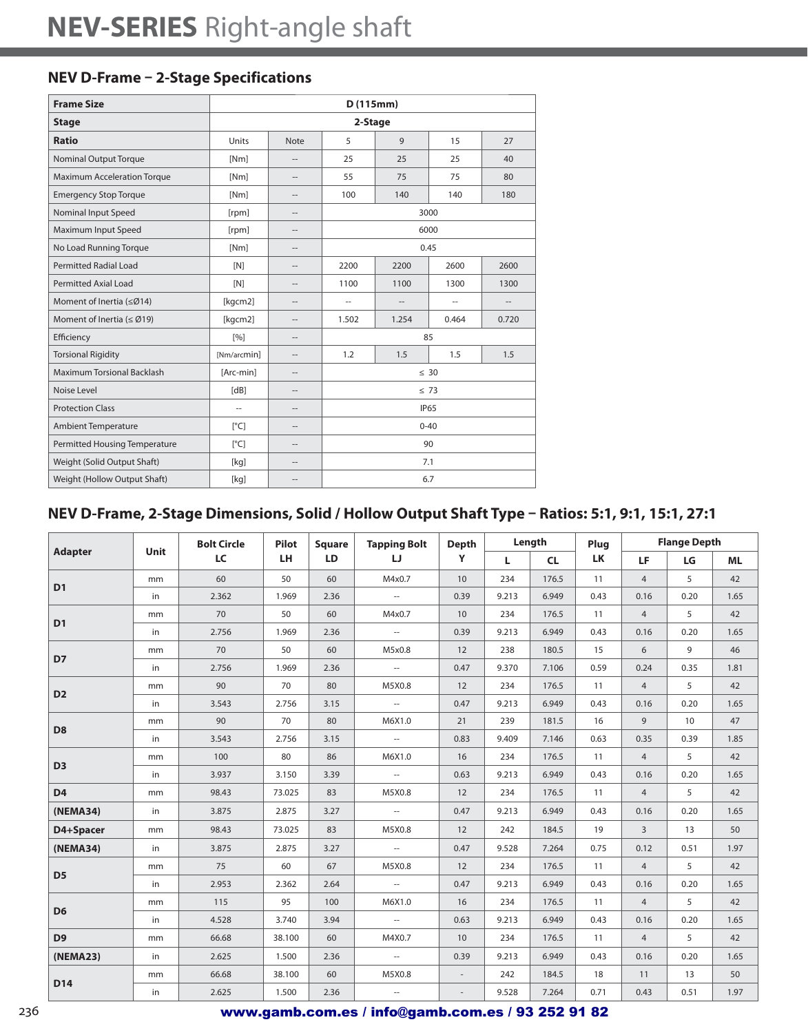# NEV-SERIES Right-angle shaft

## NEV D-Frame – 2-Stage Specifications

| Frame Size | D (115mm) | | | | | |
|---|---|---|---|---|---|---|
| **Stage** | 2-Stage | | | | | |
| **Ratio** | Units | Note | 5 | 9 | 15 | 27 |
| Nominal Output Torque | [Nm] | -- | 25 | 25 | 25 | 40 |
| Maximum Acceleration Torque | [Nm] | -- | 55 | 75 | 75 | 80 |
| Emergency Stop Torque | [Nm] | -- | 100 | 140 | 140 | 180 |
| Nominal Input Speed | [rpm] | -- | 3000 | | | |
| Maximum Input Speed | [rpm] | -- | 6000 | | | |
| No Load Running Torque | [Nm] | -- | 0.45 | | | |
| Permitted Radial Load | [N] | -- | 2200 | 2200 | 2600 | 2600 |
| Permitted Axial Load | [N] | -- | 1100 | 1100 | 1300 | 1300 |
| Moment of Inertia (≤Ø14) | [kgcm2] | -- | -- | -- | -- | -- |
| Moment of Inertia (≤ Ø19) | [kgcm2] | -- | 1.502 | 1.254 | 0.464 | 0.720 |
| Efficiency | [%] | -- | 85 | | | |
| Torsional Rigidity | [Nm/arcmin] | -- | 1.2 | 1.5 | 1.5 | 1.5 |
| Maximum Torsional Backlash | [Arc-min] | -- | ≤ 30 | | | |
| Noise Level | [dB] | -- | ≤ 73 | | | |
| Protection Class | -- | -- | IP65 | | | |
| Ambient Temperature | [°C] | -- | 0-40 | | | |
| Permitted Housing Temperature | [°C] | -- | 90 | | | |
| Weight (Solid Output Shaft) | [kg] | -- | 7.1 | | | |
| Weight (Hollow Output Shaft) | [kg] | -- | 6.7 | | | |

## NEV D-Frame, 2-Stage Dimensions, Solid / Hollow Output Shaft Type – Ratios: 5:1, 9:1, 15:1, 27:1

| Adapter | Unit | Bolt Circle LC | Pilot LH | Square LD | Tapping Bolt LJ | Depth Y | Length L | Length CL | Plug LK | Flange Depth LF | Flange Depth LG | Flange Depth ML |
|---|---|---|---|---|---|---|---|---|---|---|---|---|
| **D1** | mm | 60 | 50 | 60 | M4x0.7 | 10 | 234 | 176.5 | 11 | 4 | 5 | 42 |
| | in | 2.362 | 1.969 | 2.36 | -- | 0.39 | 9.213 | 6.949 | 0.43 | 0.16 | 0.20 | 1.65 |
| **D1** | mm | 70 | 50 | 60 | M4x0.7 | 10 | 234 | 176.5 | 11 | 4 | 5 | 42 |
| | in | 2.756 | 1.969 | 2.36 | -- | 0.39 | 9.213 | 6.949 | 0.43 | 0.16 | 0.20 | 1.65 |
| **D7** | mm | 70 | 50 | 60 | M5x0.8 | 12 | 238 | 180.5 | 15 | 6 | 9 | 46 |
| | in | 2.756 | 1.969 | 2.36 | -- | 0.47 | 9.370 | 7.106 | 0.59 | 0.24 | 0.35 | 1.81 |
| **D2** | mm | 90 | 70 | 80 | M5X0.8 | 12 | 234 | 176.5 | 11 | 4 | 5 | 42 |
| | in | 3.543 | 2.756 | 3.15 | -- | 0.47 | 9.213 | 6.949 | 0.43 | 0.16 | 0.20 | 1.65 |
| **D8** | mm | 90 | 70 | 80 | M6X1.0 | 21 | 239 | 181.5 | 16 | 9 | 10 | 47 |
| | in | 3.543 | 2.756 | 3.15 | -- | 0.83 | 9.409 | 7.146 | 0.63 | 0.35 | 0.39 | 1.85 |
| **D3** | mm | 100 | 80 | 86 | M6X1.0 | 16 | 234 | 176.5 | 11 | 4 | 5 | 42 |
| | in | 3.937 | 3.150 | 3.39 | -- | 0.63 | 9.213 | 6.949 | 0.43 | 0.16 | 0.20 | 1.65 |
| **D4** | mm | 98.43 | 73.025 | 83 | M5X0.8 | 12 | 234 | 176.5 | 11 | 4 | 5 | 42 |
| **(NEMA34)** | in | 3.875 | 2.875 | 3.27 | -- | 0.47 | 9.213 | 6.949 | 0.43 | 0.16 | 0.20 | 1.65 |
| **D4+Spacer** | mm | 98.43 | 73.025 | 83 | M5X0.8 | 12 | 242 | 184.5 | 19 | 3 | 13 | 50 |
| **(NEMA34)** | in | 3.875 | 2.875 | 3.27 | -- | 0.47 | 9.528 | 7.264 | 0.75 | 0.12 | 0.51 | 1.97 |
| **D5** | mm | 75 | 60 | 67 | M5X0.8 | 12 | 234 | 176.5 | 11 | 4 | 5 | 42 |
| | in | 2.953 | 2.362 | 2.64 | -- | 0.47 | 9.213 | 6.949 | 0.43 | 0.16 | 0.20 | 1.65 |
| **D6** | mm | 115 | 95 | 100 | M6X1.0 | 16 | 234 | 176.5 | 11 | 4 | 5 | 42 |
| | in | 4.528 | 3.740 | 3.94 | -- | 0.63 | 9.213 | 6.949 | 0.43 | 0.16 | 0.20 | 1.65 |
| **D9** | mm | 66.68 | 38.100 | 60 | M4X0.7 | 10 | 234 | 176.5 | 11 | 4 | 5 | 42 |
| **(NEMA23)** | in | 2.625 | 1.500 | 2.36 | -- | 0.39 | 9.213 | 6.949 | 0.43 | 0.16 | 0.20 | 1.65 |
| **D14** | mm | 66.68 | 38.100 | 60 | M5X0.8 | - | 242 | 184.5 | 18 | 11 | 13 | 50 |
| | in | 2.625 | 1.500 | 2.36 | -- | - | 9.528 | 7.264 | 0.71 | 0.43 | 0.51 | 1.97 |

www.gamb.com.es / info@gamb.com.es / 93 252 91 82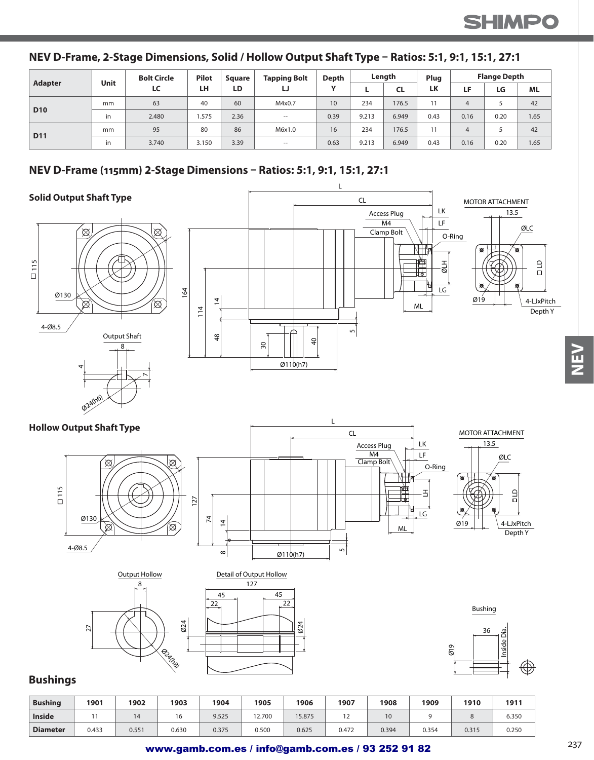## NEV D-Frame, 2-Stage Dimensions, Solid / Hollow Output Shaft Type – Ratios: 5:1, 9:1, 15:1, 27:1

| Adapter | Unit | Bolt Circle LC | Pilot LH | Square LD | Tapping Bolt LJ | Depth Y | Length | | Plug LK | Flange Depth | | |
|---|---|---|---|---|---|---|---|---|---|---|---|---|
| | | | | | | | L | CL | | LF | LG | ML |
| D10 | mm | 63 | 40 | 60 | M4x0.7 | 10 | 234 | 176.5 | 11 | 4 | 5 | 42 |
| | in | 2.480 | 1.575 | 2.36 | -- | 0.39 | 9.213 | 6.949 | 0.43 | 0.16 | 0.20 | 1.65 |
| D11 | mm | 95 | 80 | 86 | M6x1.0 | 16 | 234 | 176.5 | 11 | 4 | 5 | 42 |
| | in | 3.740 | 3.150 | 3.39 | -- | 0.63 | 9.213 | 6.949 | 0.43 | 0.16 | 0.20 | 1.65 |

## NEV D-Frame (115mm) 2-Stage Dimensions – Ratios: 5:1, 9:1, 15:1, 27:1

### Solid Output Shaft Type

### Hollow Output Shaft Type

## Bushings

| Bushing | 1901 | 1902 | 1903 | 1904 | 1905 | 1906 | 1907 | 1908 | 1909 | 1910 | 1911 |
|---|---|---|---|---|---|---|---|---|---|---|---|
| Inside | 11 | 14 | 16 | 9.525 | 12.700 | 15.875 | 12 | 10 | 9 | 8 | 6.350 |
| Diameter | 0.433 | 0.551 | 0.630 | 0.375 | 0.500 | 0.625 | 0.472 | 0.394 | 0.354 | 0.315 | 0.250 |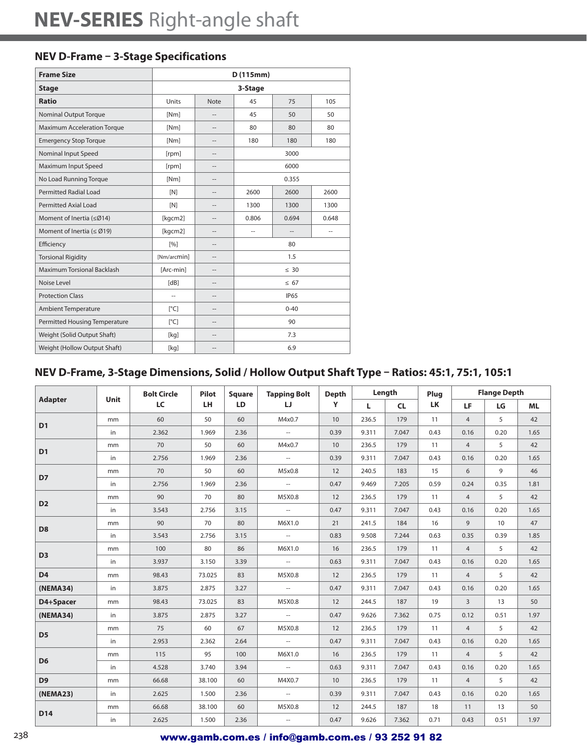# NEV-SERIES Right-angle shaft

## NEV D-Frame – 3-Stage Specifications

| Frame Size | D (115mm) | | | | |
|---|---|---|---|---|---|
| **Stage** | **3-Stage** | | | | |
| **Ratio** | Units | Note | 45 | 75 | 105 |
| Nominal Output Torque | [Nm] | -- | 45 | 50 | 50 |
| Maximum Acceleration Torque | [Nm] | -- | 80 | 80 | 80 |
| Emergency Stop Torque | [Nm] | -- | 180 | 180 | 180 |
| Nominal Input Speed | [rpm] | -- | 3000 | | |
| Maximum Input Speed | [rpm] | -- | 6000 | | |
| No Load Running Torque | [Nm] | -- | 0.355 | | |
| Permitted Radial Load | [N] | -- | 2600 | 2600 | 2600 |
| Permitted Axial Load | [N] | -- | 1300 | 1300 | 1300 |
| Moment of Inertia (≤Ø14) | [kgcm2] | -- | 0.806 | 0.694 | 0.648 |
| Moment of Inertia (≤ Ø19) | [kgcm2] | -- | -- | -- | -- |
| Efficiency | [%] | -- | 80 | | |
| Torsional Rigidity | [Nm/arcmin] | -- | 1.5 | | |
| Maximum Torsional Backlash | [Arc-min] | -- | ≤ 30 | | |
| Noise Level | [dB] | -- | ≤ 67 | | |
| Protection Class | -- | -- | IP65 | | |
| Ambient Temperature | [°C] | -- | 0-40 | | |
| Permitted Housing Temperature | [°C] | -- | 90 | | |
| Weight (Solid Output Shaft) | [kg] | -- | 7.3 | | |
| Weight (Hollow Output Shaft) | [kg] | -- | 6.9 | | |

## NEV D-Frame, 3-Stage Dimensions, Solid / Hollow Output Shaft Type – Ratios: 45:1, 75:1, 105:1

| Adapter | Unit | Bolt Circle LC | Pilot LH | Square LD | Tapping Bolt LJ | Depth Y | Length L | Length CL | Plug LK | Flange Depth LF | Flange Depth LG | Flange Depth ML |
|---|---|---|---|---|---|---|---|---|---|---|---|---|
| D1 | mm | 60 | 50 | 60 | M4x0.7 | 10 | 236.5 | 179 | 11 | 4 | 5 | 42 |
| | in | 2.362 | 1.969 | 2.36 | -- | 0.39 | 9.311 | 7.047 | 0.43 | 0.16 | 0.20 | 1.65 |
| D1 | mm | 70 | 50 | 60 | M4x0.7 | 10 | 236.5 | 179 | 11 | 4 | 5 | 42 |
| | in | 2.756 | 1.969 | 2.36 | -- | 0.39 | 9.311 | 7.047 | 0.43 | 0.16 | 0.20 | 1.65 |
| D7 | mm | 70 | 50 | 60 | M5x0.8 | 12 | 240.5 | 183 | 15 | 6 | 9 | 46 |
| | in | 2.756 | 1.969 | 2.36 | -- | 0.47 | 9.469 | 7.205 | 0.59 | 0.24 | 0.35 | 1.81 |
| D2 | mm | 90 | 70 | 80 | M5X0.8 | 12 | 236.5 | 179 | 11 | 4 | 5 | 42 |
| | in | 3.543 | 2.756 | 3.15 | -- | 0.47 | 9.311 | 7.047 | 0.43 | 0.16 | 0.20 | 1.65 |
| D8 | mm | 90 | 70 | 80 | M6X1.0 | 21 | 241.5 | 184 | 16 | 9 | 10 | 47 |
| | in | 3.543 | 2.756 | 3.15 | -- | 0.83 | 9.508 | 7.244 | 0.63 | 0.35 | 0.39 | 1.85 |
| D3 | mm | 100 | 80 | 86 | M6X1.0 | 16 | 236.5 | 179 | 11 | 4 | 5 | 42 |
| | in | 3.937 | 3.150 | 3.39 | -- | 0.63 | 9.311 | 7.047 | 0.43 | 0.16 | 0.20 | 1.65 |
| D4 | mm | 98.43 | 73.025 | 83 | M5X0.8 | 12 | 236.5 | 179 | 11 | 4 | 5 | 42 |
| (NEMA34) | in | 3.875 | 2.875 | 3.27 | -- | 0.47 | 9.311 | 7.047 | 0.43 | 0.16 | 0.20 | 1.65 |
| D4+Spacer | mm | 98.43 | 73.025 | 83 | M5X0.8 | 12 | 244.5 | 187 | 19 | 3 | 13 | 50 |
| (NEMA34) | in | 3.875 | 2.875 | 3.27 | -- | 0.47 | 9.626 | 7.362 | 0.75 | 0.12 | 0.51 | 1.97 |
| D5 | mm | 75 | 60 | 67 | M5X0.8 | 12 | 236.5 | 179 | 11 | 4 | 5 | 42 |
| | in | 2.953 | 2.362 | 2.64 | -- | 0.47 | 9.311 | 7.047 | 0.43 | 0.16 | 0.20 | 1.65 |
| D6 | mm | 115 | 95 | 100 | M6X1.0 | 16 | 236.5 | 179 | 11 | 4 | 5 | 42 |
| | in | 4.528 | 3.740 | 3.94 | -- | 0.63 | 9.311 | 7.047 | 0.43 | 0.16 | 0.20 | 1.65 |
| D9 | mm | 66.68 | 38.100 | 60 | M4X0.7 | 10 | 236.5 | 179 | 11 | 4 | 5 | 42 |
| (NEMA23) | in | 2.625 | 1.500 | 2.36 | -- | 0.39 | 9.311 | 7.047 | 0.43 | 0.16 | 0.20 | 1.65 |
| D14 | mm | 66.68 | 38.100 | 60 | M5X0.8 | 12 | 244.5 | 187 | 18 | 11 | 13 | 50 |
| | in | 2.625 | 1.500 | 2.36 | -- | 0.47 | 9.626 | 7.362 | 0.71 | 0.43 | 0.51 | 1.97 |

www.gamb.com.es / info@gamb.com.es / 93 252 91 82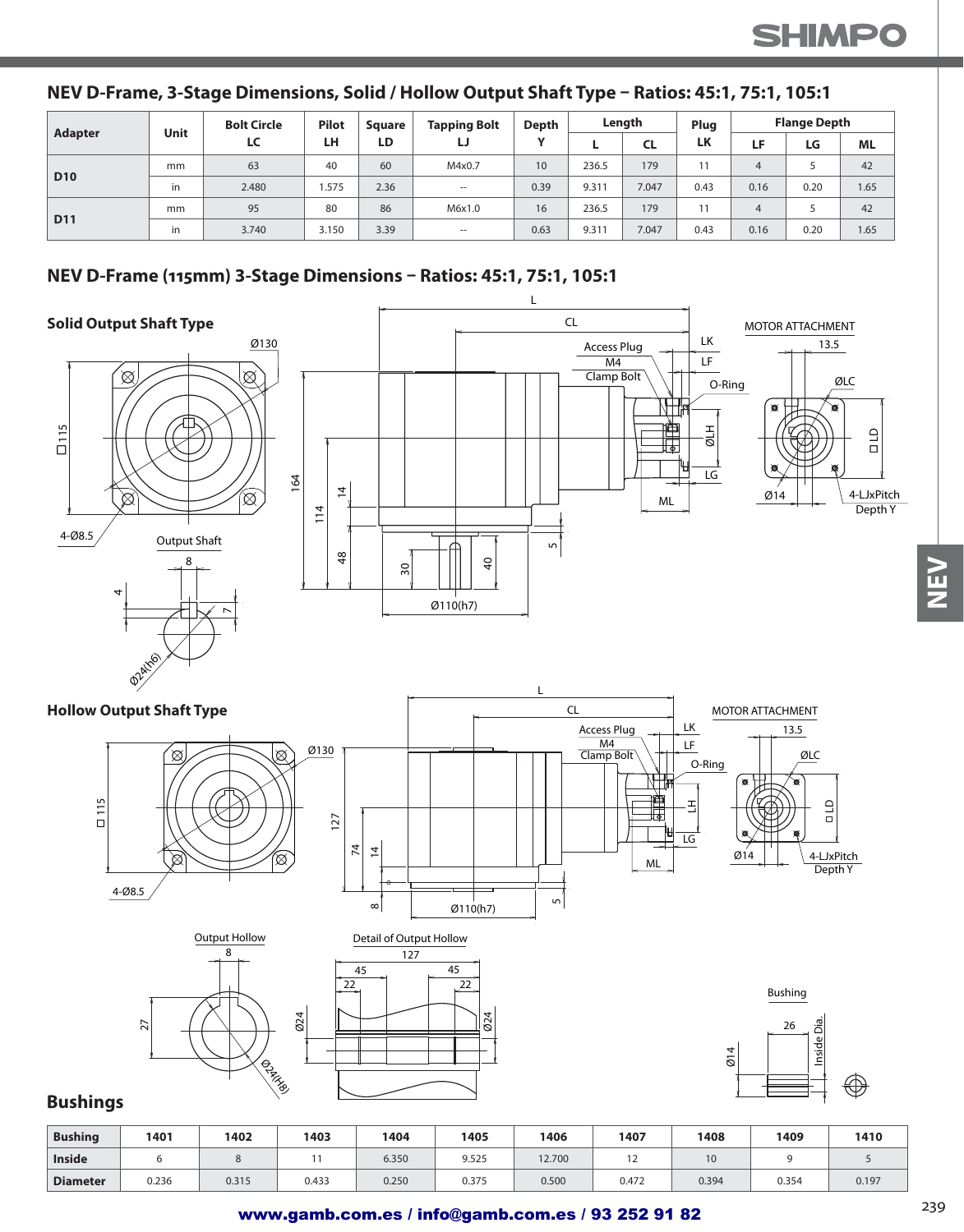## NEV D-Frame, 3-Stage Dimensions, Solid / Hollow Output Shaft Type – Ratios: 45:1, 75:1, 105:1

| Adapter | Unit | Bolt Circle LC | Pilot LH | Square LD | Tapping Bolt LJ | Depth Y | Length L | Length CL | Plug LK | Flange Depth LF | Flange Depth LG | Flange Depth ML |
|---|---|---|---|---|---|---|---|---|---|---|---|---|
| D10 | mm | 63 | 40 | 60 | M4x0.7 | 10 | 236.5 | 179 | 11 | 4 | 5 | 42 |
| | in | 2.480 | 1.575 | 2.36 | -- | 0.39 | 9.311 | 7.047 | 0.43 | 0.16 | 0.20 | 1.65 |
| D11 | mm | 95 | 80 | 86 | M6x1.0 | 16 | 236.5 | 179 | 11 | 4 | 5 | 42 |
| | in | 3.740 | 3.150 | 3.39 | -- | 0.63 | 9.311 | 7.047 | 0.43 | 0.16 | 0.20 | 1.65 |

## NEV D-Frame (115mm) 3-Stage Dimensions – Ratios: 45:1, 75:1, 105:1

### Solid Output Shaft Type

### Hollow Output Shaft Type

## Bushings

| Bushing | 1401 | 1402 | 1403 | 1404 | 1405 | 1406 | 1407 | 1408 | 1409 | 1410 |
|---|---|---|---|---|---|---|---|---|---|---|
| Inside | 6 | 8 | 11 | 6.350 | 9.525 | 12.700 | 12 | 10 | 9 | 5 |
| Diameter | 0.236 | 0.315 | 0.433 | 0.250 | 0.375 | 0.500 | 0.472 | 0.394 | 0.354 | 0.197 |

www.gamb.com.es / info@gamb.com.es / 93 252 91 82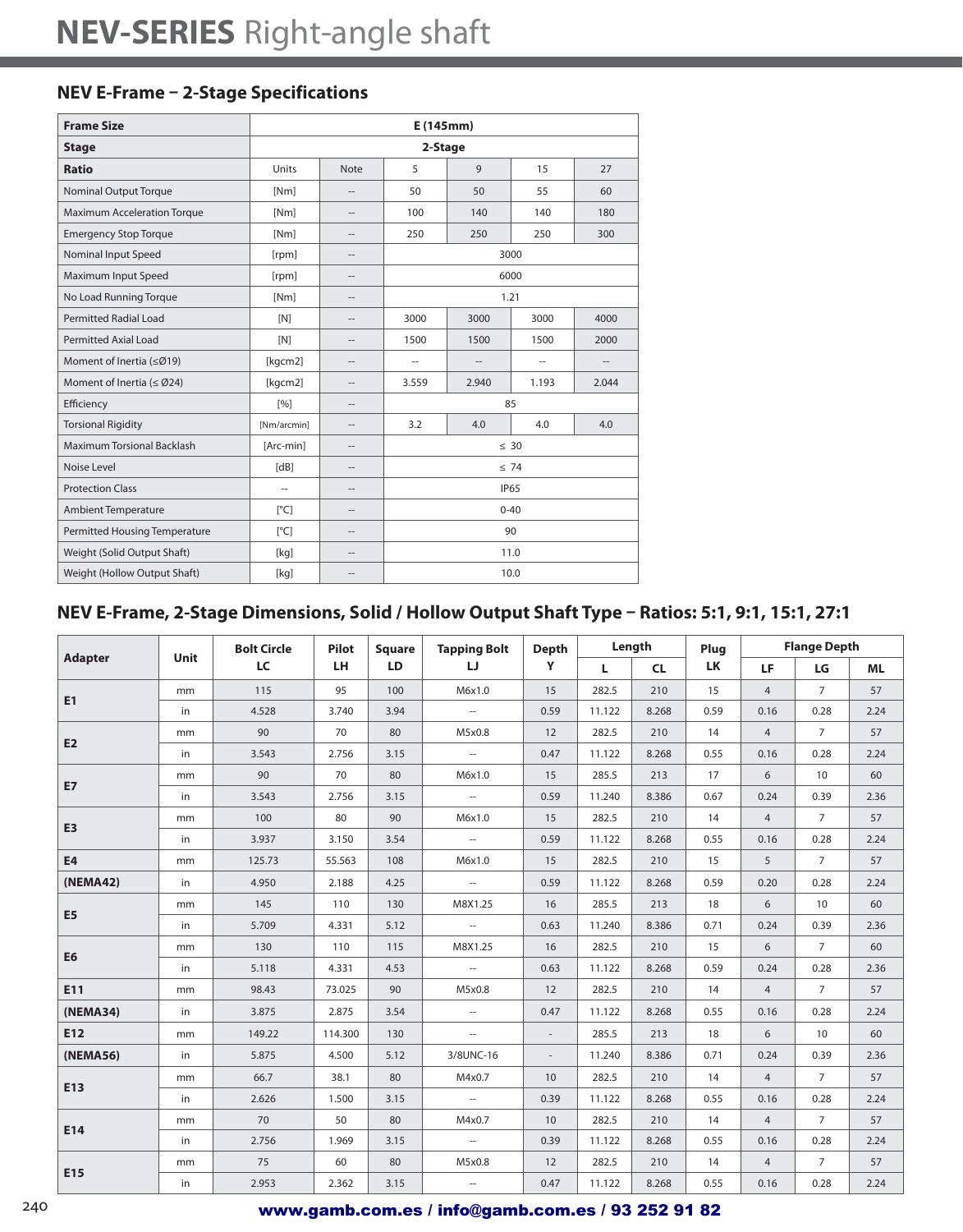# NEV-SERIES Right-angle shaft

## NEV E-Frame – 2-Stage Specifications

| Frame Size | E (145mm) | | | | | |
|---|---|---|---|---|---|---|
| Stage | 2-Stage | | | | | |
| Ratio | Units | Note | 5 | 9 | 15 | 27 |
| Nominal Output Torque | [Nm] | -- | 50 | 50 | 55 | 60 |
| Maximum Acceleration Torque | [Nm] | -- | 100 | 140 | 140 | 180 |
| Emergency Stop Torque | [Nm] | -- | 250 | 250 | 250 | 300 |
| Nominal Input Speed | [rpm] | -- | 3000 | | | |
| Maximum Input Speed | [rpm] | -- | 6000 | | | |
| No Load Running Torque | [Nm] | -- | 1.21 | | | |
| Permitted Radial Load | [N] | -- | 3000 | 3000 | 3000 | 4000 |
| Permitted Axial Load | [N] | -- | 1500 | 1500 | 1500 | 2000 |
| Moment of Inertia (≤Ø19) | [kgcm2] | -- | -- | -- | -- | -- |
| Moment of Inertia (≤ Ø24) | [kgcm2] | -- | 3.559 | 2.940 | 1.193 | 2.044 |
| Efficiency | [%] | -- | 85 | | | |
| Torsional Rigidity | [Nm/arcmin] | -- | 3.2 | 4.0 | 4.0 | 4.0 |
| Maximum Torsional Backlash | [Arc-min] | -- | ≤ 30 | | | |
| Noise Level | [dB] | -- | ≤ 74 | | | |
| Protection Class | -- | -- | IP65 | | | |
| Ambient Temperature | [°C] | -- | 0-40 | | | |
| Permitted Housing Temperature | [°C] | -- | 90 | | | |
| Weight (Solid Output Shaft) | [kg] | -- | 11.0 | | | |
| Weight (Hollow Output Shaft) | [kg] | -- | 10.0 | | | |

## NEV E-Frame, 2-Stage Dimensions, Solid / Hollow Output Shaft Type – Ratios: 5:1, 9:1, 15:1, 27:1

| Adapter | Unit | Bolt Circle LC | Pilot LH | Square LD | Tapping Bolt LJ | Depth Y | Length L | Length CL | Plug LK | Flange Depth LF | Flange Depth LG | Flange Depth ML |
|---|---|---|---|---|---|---|---|---|---|---|---|---|
| E1 | mm | 115 | 95 | 100 | M6x1.0 | 15 | 282.5 | 210 | 15 | 4 | 7 | 57 |
| | in | 4.528 | 3.740 | 3.94 | -- | 0.59 | 11.122 | 8.268 | 0.59 | 0.16 | 0.28 | 2.24 |
| E2 | mm | 90 | 70 | 80 | M5x0.8 | 12 | 282.5 | 210 | 14 | 4 | 7 | 57 |
| | in | 3.543 | 2.756 | 3.15 | -- | 0.47 | 11.122 | 8.268 | 0.55 | 0.16 | 0.28 | 2.24 |
| E7 | mm | 90 | 70 | 80 | M6x1.0 | 15 | 285.5 | 213 | 17 | 6 | 10 | 60 |
| | in | 3.543 | 2.756 | 3.15 | -- | 0.59 | 11.240 | 8.386 | 0.67 | 0.24 | 0.39 | 2.36 |
| E3 | mm | 100 | 80 | 90 | M6x1.0 | 15 | 282.5 | 210 | 14 | 4 | 7 | 57 |
| | in | 3.937 | 3.150 | 3.54 | -- | 0.59 | 11.122 | 8.268 | 0.55 | 0.16 | 0.28 | 2.24 |
| E4 | mm | 125.73 | 55.563 | 108 | M6x1.0 | 15 | 282.5 | 210 | 15 | 5 | 7 | 57 |
| (NEMA42) | in | 4.950 | 2.188 | 4.25 | -- | 0.59 | 11.122 | 8.268 | 0.59 | 0.20 | 0.28 | 2.24 |
| E5 | mm | 145 | 110 | 130 | M8X1.25 | 16 | 285.5 | 213 | 18 | 6 | 10 | 60 |
| | in | 5.709 | 4.331 | 5.12 | -- | 0.63 | 11.240 | 8.386 | 0.71 | 0.24 | 0.39 | 2.36 |
| E6 | mm | 130 | 110 | 115 | M8X1.25 | 16 | 282.5 | 210 | 15 | 6 | 7 | 60 |
| | in | 5.118 | 4.331 | 4.53 | -- | 0.63 | 11.122 | 8.268 | 0.59 | 0.24 | 0.28 | 2.36 |
| E11 | mm | 98.43 | 73.025 | 90 | M5x0.8 | 12 | 282.5 | 210 | 14 | 4 | 7 | 57 |
| (NEMA34) | in | 3.875 | 2.875 | 3.54 | -- | 0.47 | 11.122 | 8.268 | 0.55 | 0.16 | 0.28 | 2.24 |
| E12 | mm | 149.22 | 114.300 | 130 | -- | - | 285.5 | 213 | 18 | 6 | 10 | 60 |
| (NEMA56) | in | 5.875 | 4.500 | 5.12 | 3/8UNC-16 | - | 11.240 | 8.386 | 0.71 | 0.24 | 0.39 | 2.36 |
| E13 | mm | 66.7 | 38.1 | 80 | M4x0.7 | 10 | 282.5 | 210 | 14 | 4 | 7 | 57 |
| | in | 2.626 | 1.500 | 3.15 | -- | 0.39 | 11.122 | 8.268 | 0.55 | 0.16 | 0.28 | 2.24 |
| E14 | mm | 70 | 50 | 80 | M4x0.7 | 10 | 282.5 | 210 | 14 | 4 | 7 | 57 |
| | in | 2.756 | 1.969 | 3.15 | -- | 0.39 | 11.122 | 8.268 | 0.55 | 0.16 | 0.28 | 2.24 |
| E15 | mm | 75 | 60 | 80 | M5x0.8 | 12 | 282.5 | 210 | 14 | 4 | 7 | 57 |
| | in | 2.953 | 2.362 | 3.15 | -- | 0.47 | 11.122 | 8.268 | 0.55 | 0.16 | 0.28 | 2.24 |

www.gamb.com.es / info@gamb.com.es / 93 252 91 82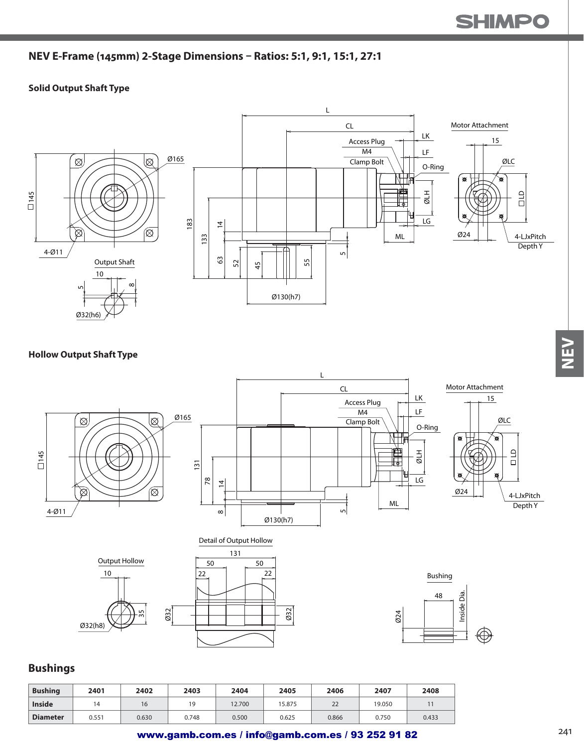## NEV E-Frame (145mm) 2-Stage Dimensions – Ratios: 5:1, 9:1, 15:1, 27:1

### Solid Output Shaft Type

L, CL, LK, LF, Access Plug, M4, Clamp Bolt, O-Ring, ØLH, LG, ML

Motor Attachment: 15, ØLC, □LD, Ø24, 4-LJxPitch Depth Y

□145, Ø165, 4-Ø11

183, 133, 14, 63, 52, 45, 55, 5, Ø130(h7)

Output Shaft: 10, 5, 8, Ø32(h6)

### Hollow Output Shaft Type

L, CL, LK, LF, Access Plug, M4, Clamp Bolt, O-Ring, ØLH, LG, ML

Motor Attachment: 15, ØLC, □LD, Ø24, 4-LJxPitch Depth Y

□145, Ø165, 4-Ø11

131, 78, 14, 8, 5, Ø130(h7)

Output Hollow: 10, 35, Ø32(h8)

Detail of Output Hollow: 131, 50, 50, 22, 22, Ø32, Ø32

Bushing: 48, Ø24, Inside Dia.

## Bushings

| Bushing | 2401 | 2402 | 2403 | 2404 | 2405 | 2406 | 2407 | 2408 |
|---|---|---|---|---|---|---|---|---|
| Inside | 14 | 16 | 19 | 12.700 | 15.875 | 22 | 19.050 | 11 |
| Diameter | 0.551 | 0.630 | 0.748 | 0.500 | 0.625 | 0.866 | 0.750 | 0.433 |

www.gamb.com.es / info@gamb.com.es / 93 252 91 82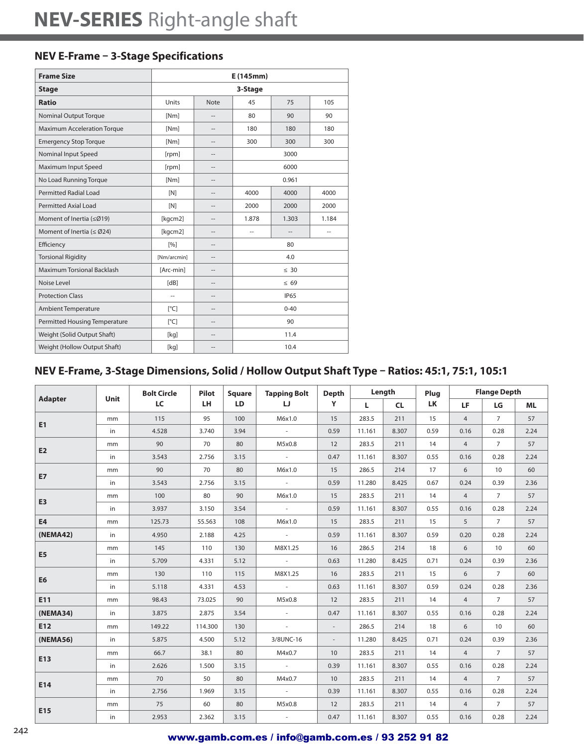# NEV-SERIES Right-angle shaft

## NEV E-Frame – 3-Stage Specifications

| Frame Size | E (145mm) | | | | |
|---|---|---|---|---|---|
| Stage | 3-Stage | | | | |
| Ratio | Units | Note | 45 | 75 | 105 |
| Nominal Output Torque | [Nm] | -- | 80 | 90 | 90 |
| Maximum Acceleration Torque | [Nm] | -- | 180 | 180 | 180 |
| Emergency Stop Torque | [Nm] | -- | 300 | 300 | 300 |
| Nominal Input Speed | [rpm] | -- | 3000 | | |
| Maximum Input Speed | [rpm] | -- | 6000 | | |
| No Load Running Torque | [Nm] | -- | 0.961 | | |
| Permitted Radial Load | [N] | -- | 4000 | 4000 | 4000 |
| Permitted Axial Load | [N] | -- | 2000 | 2000 | 2000 |
| Moment of Inertia (≤Ø19) | [kgcm2] | -- | 1.878 | 1.303 | 1.184 |
| Moment of Inertia (≤ Ø24) | [kgcm2] | -- | -- | -- | -- |
| Efficiency | [%] | -- | 80 | | |
| Torsional Rigidity | [Nm/arcmin] | -- | 4.0 | | |
| Maximum Torsional Backlash | [Arc-min] | -- | ≤ 30 | | |
| Noise Level | [dB] | -- | ≤ 69 | | |
| Protection Class | -- | -- | IP65 | | |
| Ambient Temperature | [°C] | -- | 0-40 | | |
| Permitted Housing Temperature | [°C] | -- | 90 | | |
| Weight (Solid Output Shaft) | [kg] | -- | 11.4 | | |
| Weight (Hollow Output Shaft) | [kg] | -- | 10.4 | | |

## NEV E-Frame, 3-Stage Dimensions, Solid / Hollow Output Shaft Type – Ratios: 45:1, 75:1, 105:1

| Adapter | Unit | Bolt Circle | Pilot | Square | Tapping Bolt | Depth | Length | | Plug | Flange Depth | | |
|---|---|---|---|---|---|---|---|---|---|---|---|---|
| | | LC | LH | LD | LJ | Y | L | CL | LK | LF | LG | ML |
| E1 | mm | 115 | 95 | 100 | M6x1.0 | 15 | 283.5 | 211 | 15 | 4 | 7 | 57 |
| | in | 4.528 | 3.740 | 3.94 | - | 0.59 | 11.161 | 8.307 | 0.59 | 0.16 | 0.28 | 2.24 |
| E2 | mm | 90 | 70 | 80 | M5x0.8 | 12 | 283.5 | 211 | 14 | 4 | 7 | 57 |
| | in | 3.543 | 2.756 | 3.15 | - | 0.47 | 11.161 | 8.307 | 0.55 | 0.16 | 0.28 | 2.24 |
| E7 | mm | 90 | 70 | 80 | M6x1.0 | 15 | 286.5 | 214 | 17 | 6 | 10 | 60 |
| | in | 3.543 | 2.756 | 3.15 | - | 0.59 | 11.280 | 8.425 | 0.67 | 0.24 | 0.39 | 2.36 |
| E3 | mm | 100 | 80 | 90 | M6x1.0 | 15 | 283.5 | 211 | 14 | 4 | 7 | 57 |
| | in | 3.937 | 3.150 | 3.54 | - | 0.59 | 11.161 | 8.307 | 0.55 | 0.16 | 0.28 | 2.24 |
| E4 | mm | 125.73 | 55.563 | 108 | M6x1.0 | 15 | 283.5 | 211 | 15 | 5 | 7 | 57 |
| (NEMA42) | in | 4.950 | 2.188 | 4.25 | - | 0.59 | 11.161 | 8.307 | 0.59 | 0.20 | 0.28 | 2.24 |
| E5 | mm | 145 | 110 | 130 | M8X1.25 | 16 | 286.5 | 214 | 18 | 6 | 10 | 60 |
| | in | 5.709 | 4.331 | 5.12 | - | 0.63 | 11.280 | 8.425 | 0.71 | 0.24 | 0.39 | 2.36 |
| E6 | mm | 130 | 110 | 115 | M8X1.25 | 16 | 283.5 | 211 | 15 | 6 | 7 | 60 |
| | in | 5.118 | 4.331 | 4.53 | - | 0.63 | 11.161 | 8.307 | 0.59 | 0.24 | 0.28 | 2.36 |
| E11 | mm | 98.43 | 73.025 | 90 | M5x0.8 | 12 | 283.5 | 211 | 14 | 4 | 7 | 57 |
| (NEMA34) | in | 3.875 | 2.875 | 3.54 | - | 0.47 | 11.161 | 8.307 | 0.55 | 0.16 | 0.28 | 2.24 |
| E12 | mm | 149.22 | 114.300 | 130 | - | - | 286.5 | 214 | 18 | 6 | 10 | 60 |
| (NEMA56) | in | 5.875 | 4.500 | 5.12 | 3/8UNC-16 | - | 11.280 | 8.425 | 0.71 | 0.24 | 0.39 | 2.36 |
| E13 | mm | 66.7 | 38.1 | 80 | M4x0.7 | 10 | 283.5 | 211 | 14 | 4 | 7 | 57 |
| | in | 2.626 | 1.500 | 3.15 | - | 0.39 | 11.161 | 8.307 | 0.55 | 0.16 | 0.28 | 2.24 |
| E14 | mm | 70 | 50 | 80 | M4x0.7 | 10 | 283.5 | 211 | 14 | 4 | 7 | 57 |
| | in | 2.756 | 1.969 | 3.15 | - | 0.39 | 11.161 | 8.307 | 0.55 | 0.16 | 0.28 | 2.24 |
| E15 | mm | 75 | 60 | 80 | M5x0.8 | 12 | 283.5 | 211 | 14 | 4 | 7 | 57 |
| | in | 2.953 | 2.362 | 3.15 | - | 0.47 | 11.161 | 8.307 | 0.55 | 0.16 | 0.28 | 2.24 |

www.gamb.com.es / info@gamb.com.es / 93 252 91 82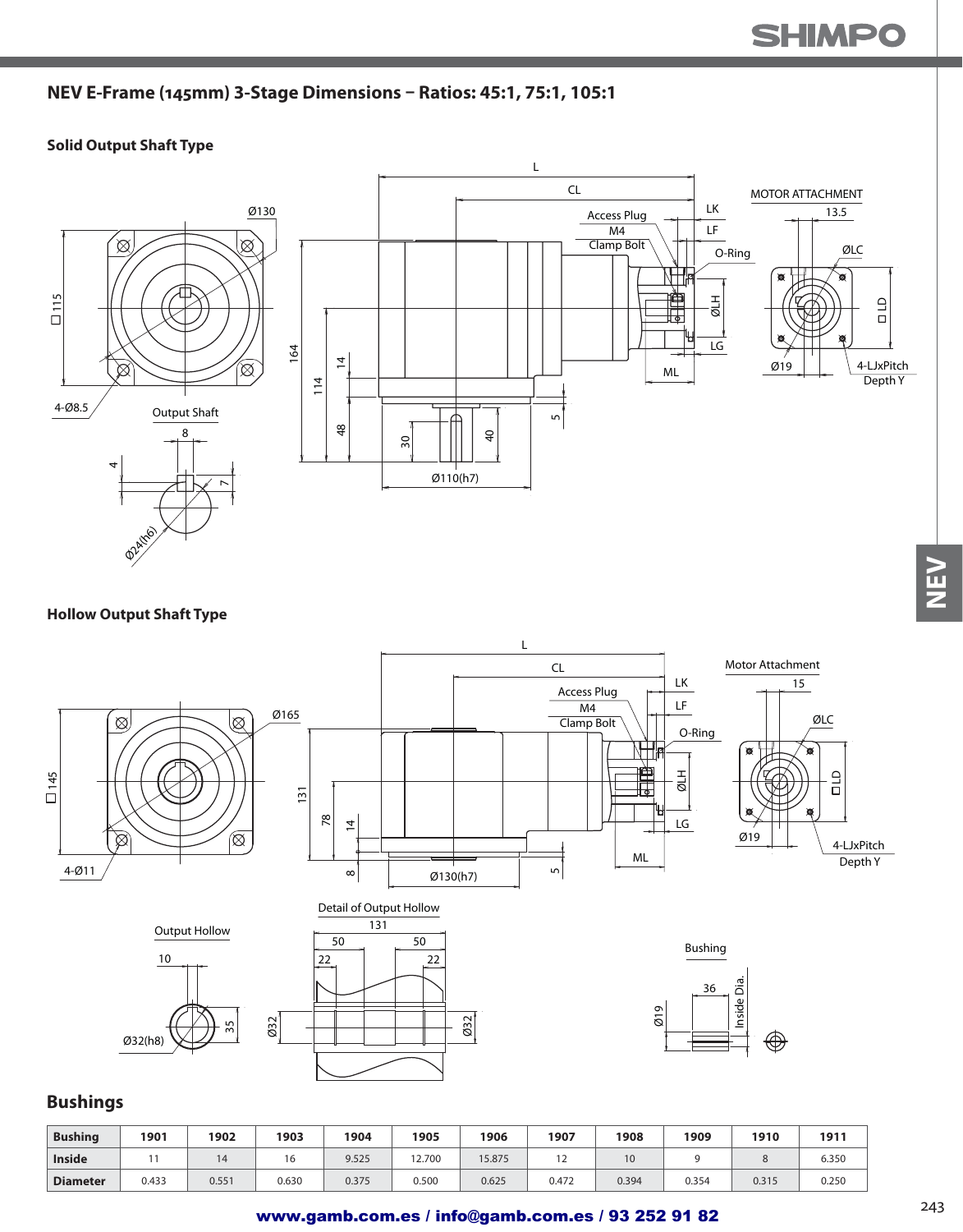## NEV E-Frame (145mm) 3-Stage Dimensions – Ratios: 45:1, 75:1, 105:1

### Solid Output Shaft Type

L

CL

LK

LF

MOTOR ATTACHMENT

13.5

Access Plug

M4

Clamp Bolt

O-Ring

Ø130

ØLC

□ 115

164

114

14

48

30

40

5

ØLH

LG

ML

□ LD

Ø19

4-LJxPitch

Depth Y

4-Ø8.5

Output Shaft

8

4

7

Ø24(h6)

Ø110(h7)

### Hollow Output Shaft Type

L

CL

LK

LF

Motor Attachment

15

Access Plug

M4

Clamp Bolt

O-Ring

Ø165

ØLC

□ 145

131

78

14

8

5

ØLH

LG

ML

□ LD

Ø19

4-LJxPitch

Depth Y

4-Ø11

Ø130(h7)

Output Hollow

10

35

Ø32(h8)

Detail of Output Hollow

131

50

50

22

22

Ø32

Ø32

Bushing

36

Ø19

Inside Dia.

## Bushings

| Bushing | 1901 | 1902 | 1903 | 1904 | 1905 | 1906 | 1907 | 1908 | 1909 | 1910 | 1911 |
|---|---|---|---|---|---|---|---|---|---|---|---|
| Inside | 11 | 14 | 16 | 9.525 | 12.700 | 15.875 | 12 | 10 | 9 | 8 | 6.350 |
| Diameter | 0.433 | 0.551 | 0.630 | 0.375 | 0.500 | 0.625 | 0.472 | 0.394 | 0.354 | 0.315 | 0.250 |